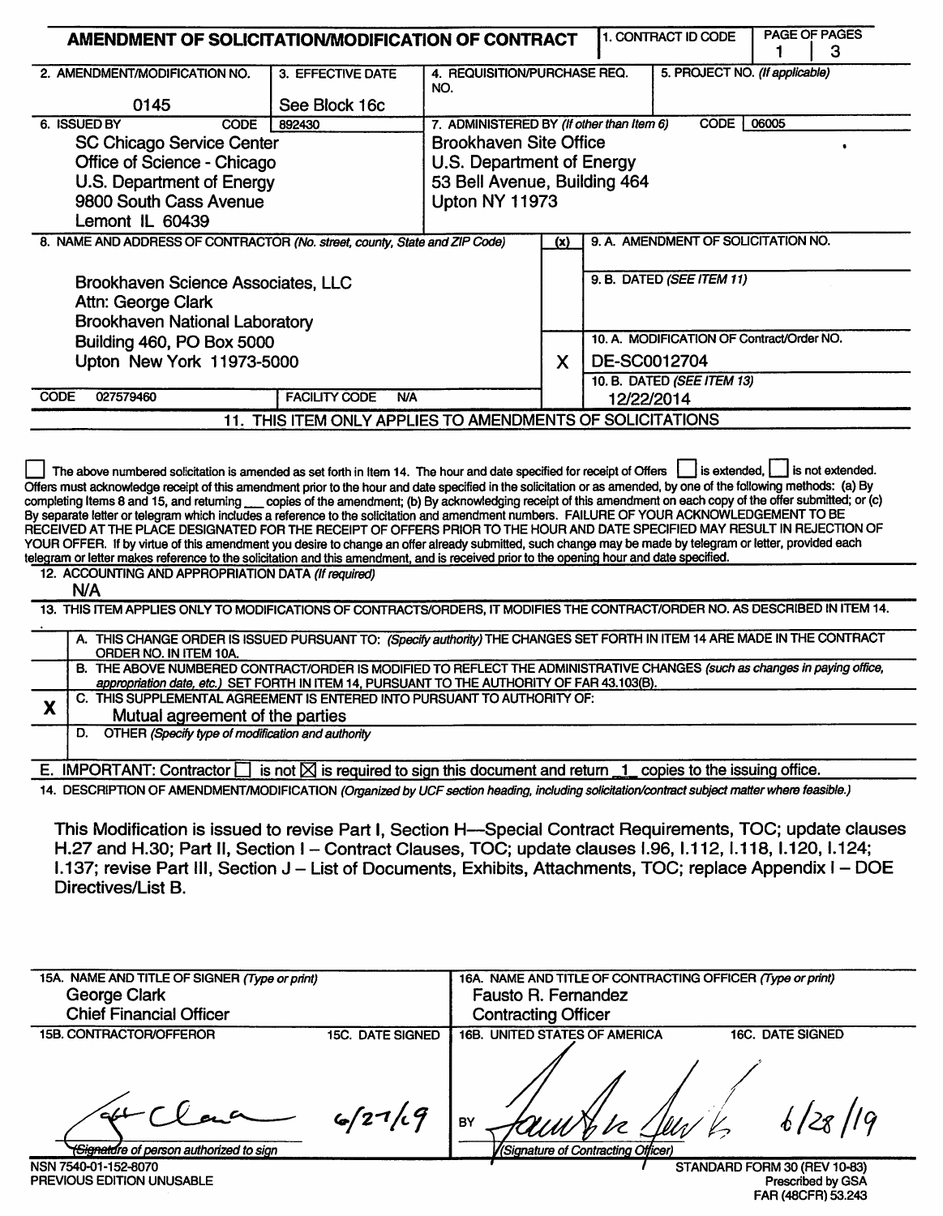# AMENDMENT OF SOLICITATION/MODIFICATION OF CONTRACT

| 1. CONTRACT ID CODE | PAGE OF PAGES |
| --- | --- |
| | 1 \| 3 |

| 2. AMENDMENT/MODIFICATION NO. | 3. EFFECTIVE DATE | 4. REQUISITION/PURCHASE REQ. NO. | 5. PROJECT NO. (If applicable) |
| --- | --- | --- | --- |
| 0145 | See Block 16c | | |

**6. ISSUED BY** CODE 892430

SC Chicago Service Center
Office of Science - Chicago
U.S. Department of Energy
9800 South Cass Avenue
Lemont IL 60439

**7. ADMINISTERED BY** *(If other than Item 6)* CODE 06005

Brookhaven Site Office
U.S. Department of Energy
53 Bell Avenue, Building 464
Upton NY 11973

**8. NAME AND ADDRESS OF CONTRACTOR** *(No. street, county, State and ZIP Code)*

Brookhaven Science Associates, LLC
Attn: George Clark
Brookhaven National Laboratory
Building 460, PO Box 5000
Upton New York 11973-5000

CODE 027579460 FACILITY CODE N/A

| (x) | |
| --- | --- |
| | 9. A. AMENDMENT OF SOLICITATION NO. |
| | 9. B. DATED *(SEE ITEM 11)* |
| X | 10. A. MODIFICATION OF Contract/Order NO. DE-SC0012704 |
| | 10. B. DATED *(SEE ITEM 13)* 12/22/2014 |

## 11. THIS ITEM ONLY APPLIES TO AMENDMENTS OF SOLICITATIONS

☐ The above numbered solicitation is amended as set forth in Item 14. The hour and date specified for receipt of Offers ☐ is extended, ☐ is not extended. Offers must acknowledge receipt of this amendment prior to the hour and date specified in the solicitation or as amended, by one of the following methods: (a) By completing Items 8 and 15, and returning ___ copies of the amendment; (b) By acknowledging receipt of this amendment on each copy of the offer submitted; or (c) By separate letter or telegram which includes a reference to the solicitation and amendment numbers. FAILURE OF YOUR ACKNOWLEDGEMENT TO BE RECEIVED AT THE PLACE DESIGNATED FOR THE RECEIPT OF OFFERS PRIOR TO THE HOUR AND DATE SPECIFIED MAY RESULT IN REJECTION OF YOUR OFFER. If by virtue of this amendment you desire to change an offer already submitted, such change may be made by telegram or letter, provided each telegram or letter makes reference to the solicitation and this amendment, and is received prior to the opening hour and date specified.

**12. ACCOUNTING AND APPROPRIATION DATA** *(If required)*

N/A

## 13. THIS ITEM APPLIES ONLY TO MODIFICATIONS OF CONTRACTS/ORDERS, IT MODIFIES THE CONTRACT/ORDER NO. AS DESCRIBED IN ITEM 14.

| | |
| --- | --- |
| | A. THIS CHANGE ORDER IS ISSUED PURSUANT TO: *(Specify authority)* THE CHANGES SET FORTH IN ITEM 14 ARE MADE IN THE CONTRACT ORDER NO. IN ITEM 10A. |
| | B. THE ABOVE NUMBERED CONTRACT/ORDER IS MODIFIED TO REFLECT THE ADMINISTRATIVE CHANGES *(such as changes in paying office, appropriation date, etc.)* SET FORTH IN ITEM 14, PURSUANT TO THE AUTHORITY OF FAR 43.103(B). |
| X | C. THIS SUPPLEMENTAL AGREEMENT IS ENTERED INTO PURSUANT TO AUTHORITY OF: Mutual agreement of the parties |
| | D. OTHER *(Specify type of modification and authority)* |

E. IMPORTANT: Contractor ☐ is not ☒ is required to sign this document and return 1 copies to the issuing office.

**14. DESCRIPTION OF AMENDMENT/MODIFICATION** *(Organized by UCF section heading, including solicitation/contract subject matter where feasible.)*

This Modification is issued to revise Part I, Section H—Special Contract Requirements, TOC; update clauses H.27 and H.30; Part II, Section I – Contract Clauses, TOC; update clauses I.96, I.112, I.118, I.120, I.124; I.137; revise Part III, Section J – List of Documents, Exhibits, Attachments, TOC; replace Appendix I – DOE Directives/List B.

| 15A. NAME AND TITLE OF SIGNER *(Type or print)* | | 16A. NAME AND TITLE OF CONTRACTING OFFICER *(Type or print)* | |
| --- | --- | --- | --- |
| George Clark, Chief Financial Officer | | Fausto R. Fernandez, Contracting Officer | |
| 15B. CONTRACTOR/OFFEROR | 15C. DATE SIGNED | 16B. UNITED STATES OF AMERICA | 16C. DATE SIGNED |
| [signature] *(Signature of person authorized to sign)* | 6/27/19 | BY [signature] *(Signature of Contracting Officer)* | 6/28/19 |

NSN 7540-01-152-8070
PREVIOUS EDITION UNUSABLE

STANDARD FORM 30 (REV 10-83)
Prescribed by GSA
FAR (48CFR) 53.243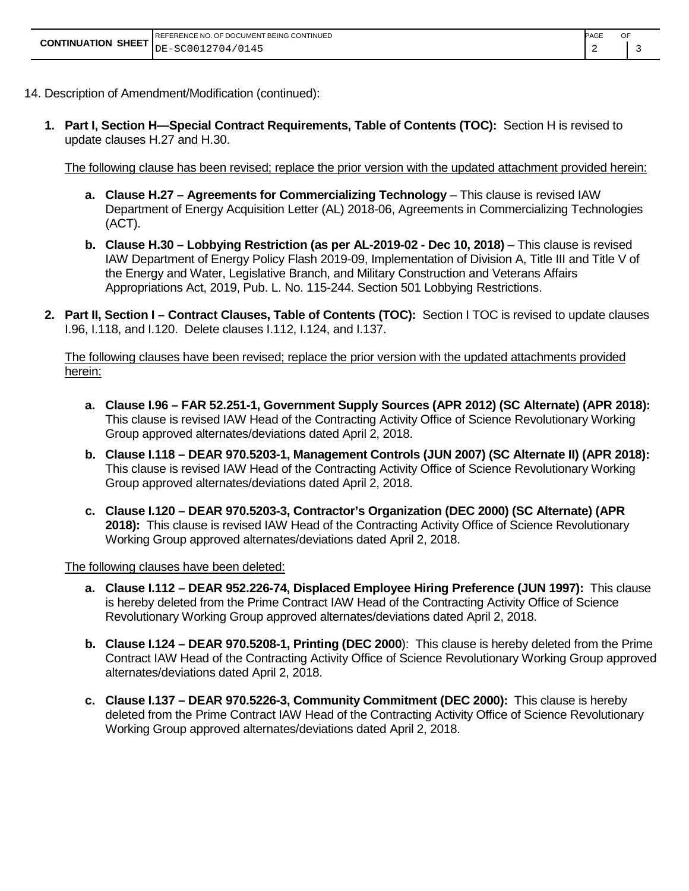| CONTINUATION SHEET | REFERENCE NO. OF DOCUMENT BEING CONTINUED<br>DE-SC0012704/0145 | PAGE<br>2 | OF<br>3 |
| --- | --- | --- | --- |

14. Description of Amendment/Modification (continued):

1. **Part I, Section H—Special Contract Requirements, Table of Contents (TOC):** Section H is revised to update clauses H.27 and H.30.

   The following clause has been revised; replace the prior version with the updated attachment provided herein:

   a. **Clause H.27 – Agreements for Commercializing Technology** – This clause is revised IAW Department of Energy Acquisition Letter (AL) 2018-06, Agreements in Commercializing Technologies (ACT).

   b. **Clause H.30 – Lobbying Restriction (as per AL-2019-02 - Dec 10, 2018)** – This clause is revised IAW Department of Energy Policy Flash 2019-09, Implementation of Division A, Title III and Title V of the Energy and Water, Legislative Branch, and Military Construction and Veterans Affairs Appropriations Act, 2019, Pub. L. No. 115-244. Section 501 Lobbying Restrictions.

2. **Part II, Section I – Contract Clauses, Table of Contents (TOC):** Section I TOC is revised to update clauses I.96, I.118, and I.120. Delete clauses I.112, I.124, and I.137.

   The following clauses have been revised; replace the prior version with the updated attachments provided herein:

   a. **Clause I.96 – FAR 52.251-1, Government Supply Sources (APR 2012) (SC Alternate) (APR 2018):** This clause is revised IAW Head of the Contracting Activity Office of Science Revolutionary Working Group approved alternates/deviations dated April 2, 2018.

   b. **Clause I.118 – DEAR 970.5203-1, Management Controls (JUN 2007) (SC Alternate II) (APR 2018):** This clause is revised IAW Head of the Contracting Activity Office of Science Revolutionary Working Group approved alternates/deviations dated April 2, 2018.

   c. **Clause I.120 – DEAR 970.5203-3, Contractor's Organization (DEC 2000) (SC Alternate) (APR 2018):** This clause is revised IAW Head of the Contracting Activity Office of Science Revolutionary Working Group approved alternates/deviations dated April 2, 2018.

   The following clauses have been deleted:

   a. **Clause I.112 – DEAR 952.226-74, Displaced Employee Hiring Preference (JUN 1997):** This clause is hereby deleted from the Prime Contract IAW Head of the Contracting Activity Office of Science Revolutionary Working Group approved alternates/deviations dated April 2, 2018.

   b. **Clause I.124 – DEAR 970.5208-1, Printing (DEC 2000**): This clause is hereby deleted from the Prime Contract IAW Head of the Contracting Activity Office of Science Revolutionary Working Group approved alternates/deviations dated April 2, 2018.

   c. **Clause I.137 – DEAR 970.5226-3, Community Commitment (DEC 2000):** This clause is hereby deleted from the Prime Contract IAW Head of the Contracting Activity Office of Science Revolutionary Working Group approved alternates/deviations dated April 2, 2018.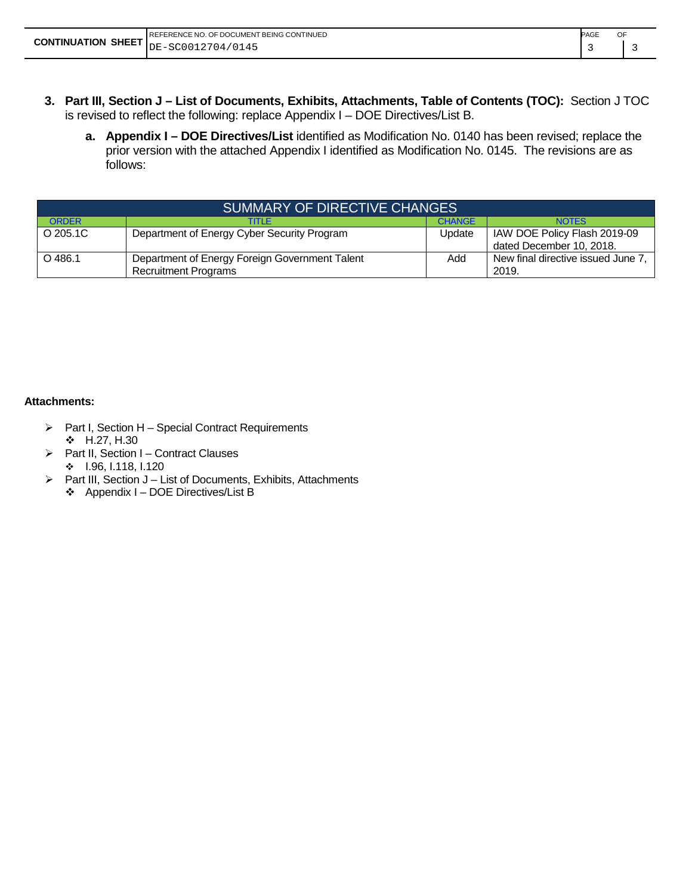3. **Part III, Section J – List of Documents, Exhibits, Attachments, Table of Contents (TOC):** Section J TOC is revised to reflect the following: replace Appendix I – DOE Directives/List B.

   a. **Appendix I – DOE Directives/List** identified as Modification No. 0140 has been revised; replace the prior version with the attached Appendix I identified as Modification No. 0145. The revisions are as follows:

| SUMMARY OF DIRECTIVE CHANGES | | | |
|---|---|---|---|
| ORDER | TITLE | CHANGE | NOTES |
| O 205.1C | Department of Energy Cyber Security Program | Update | IAW DOE Policy Flash 2019-09 dated December 10, 2018. |
| O 486.1 | Department of Energy Foreign Government Talent Recruitment Programs | Add | New final directive issued June 7, 2019. |

**Attachments:**

- Part I, Section H – Special Contract Requirements
  - H.27, H.30
- Part II, Section I – Contract Clauses
  - I.96, I.118, I.120
- Part III, Section J – List of Documents, Exhibits, Attachments
  - Appendix I – DOE Directives/List B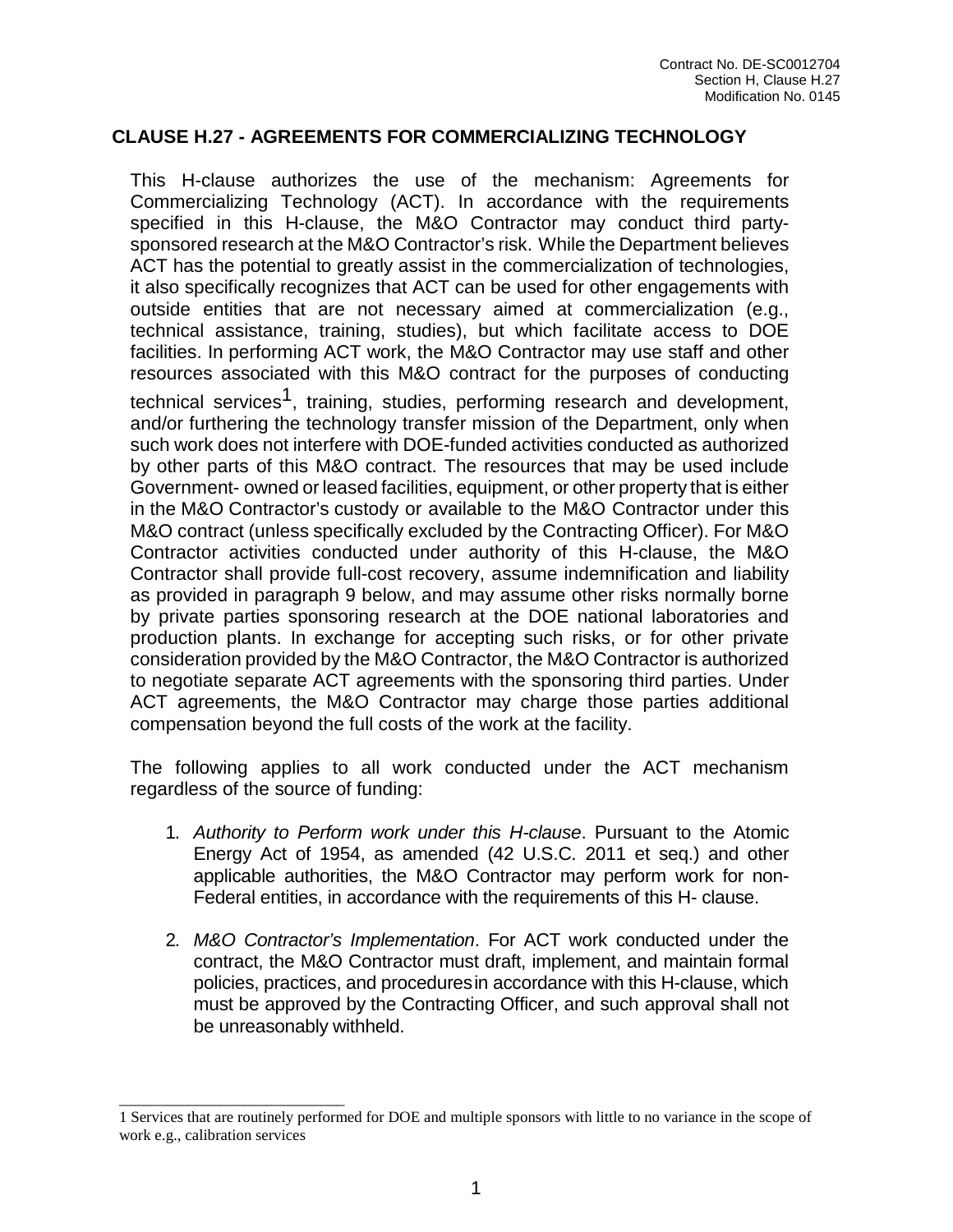## CLAUSE H.27 - AGREEMENTS FOR COMMERCIALIZING TECHNOLOGY

This H-clause authorizes the use of the mechanism: Agreements for Commercializing Technology (ACT). In accordance with the requirements specified in this H-clause, the M&O Contractor may conduct third party-sponsored research at the M&O Contractor's risk. While the Department believes ACT has the potential to greatly assist in the commercialization of technologies, it also specifically recognizes that ACT can be used for other engagements with outside entities that are not necessary aimed at commercialization (e.g., technical assistance, training, studies), but which facilitate access to DOE facilities. In performing ACT work, the M&O Contractor may use staff and other resources associated with this M&O contract for the purposes of conducting technical services[1], training, studies, performing research and development, and/or furthering the technology transfer mission of the Department, only when such work does not interfere with DOE-funded activities conducted as authorized by other parts of this M&O contract. The resources that may be used include Government- owned or leased facilities, equipment, or other property that is either in the M&O Contractor's custody or available to the M&O Contractor under this M&O contract (unless specifically excluded by the Contracting Officer). For M&O Contractor activities conducted under authority of this H-clause, the M&O Contractor shall provide full-cost recovery, assume indemnification and liability as provided in paragraph 9 below, and may assume other risks normally borne by private parties sponsoring research at the DOE national laboratories and production plants. In exchange for accepting such risks, or for other private consideration provided by the M&O Contractor, the M&O Contractor is authorized to negotiate separate ACT agreements with the sponsoring third parties. Under ACT agreements, the M&O Contractor may charge those parties additional compensation beyond the full costs of the work at the facility.

The following applies to all work conducted under the ACT mechanism regardless of the source of funding:

1. *Authority to Perform work under this H-clause*. Pursuant to the Atomic Energy Act of 1954, as amended (42 U.S.C. 2011 et seq.) and other applicable authorities, the M&O Contractor may perform work for non-Federal entities, in accordance with the requirements of this H- clause.

2. *M&O Contractor's Implementation*. For ACT work conducted under the contract, the M&O Contractor must draft, implement, and maintain formal policies, practices, and procedures in accordance with this H-clause, which must be approved by the Contracting Officer, and such approval shall not be unreasonably withheld.

---

1 Services that are routinely performed for DOE and multiple sponsors with little to no variance in the scope of work e.g., calibration services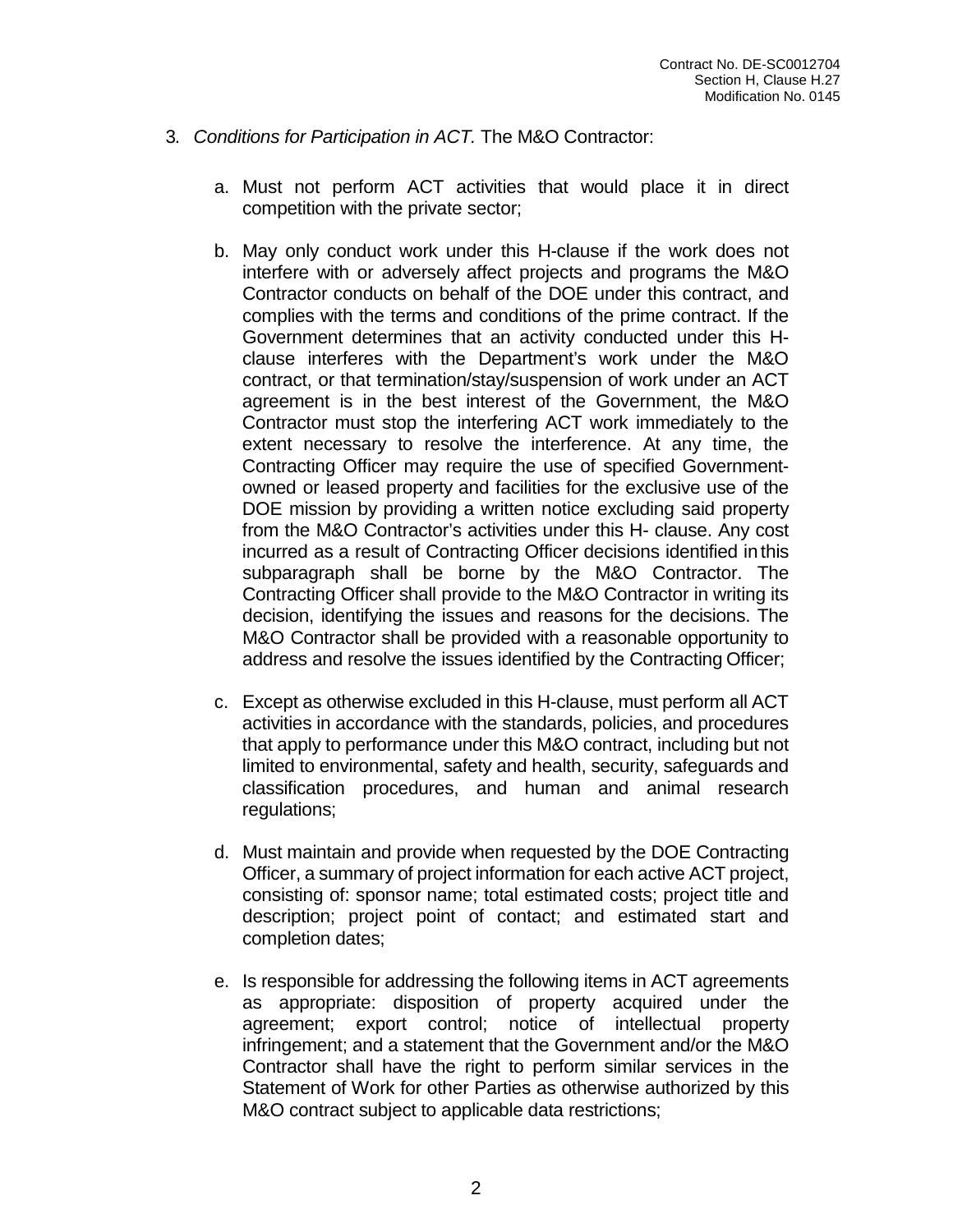3. *Conditions for Participation in ACT.* The M&O Contractor:

   a. Must not perform ACT activities that would place it in direct competition with the private sector;

   b. May only conduct work under this H-clause if the work does not interfere with or adversely affect projects and programs the M&O Contractor conducts on behalf of the DOE under this contract, and complies with the terms and conditions of the prime contract. If the Government determines that an activity conducted under this H-clause interferes with the Department's work under the M&O contract, or that termination/stay/suspension of work under an ACT agreement is in the best interest of the Government, the M&O Contractor must stop the interfering ACT work immediately to the extent necessary to resolve the interference. At any time, the Contracting Officer may require the use of specified Government-owned or leased property and facilities for the exclusive use of the DOE mission by providing a written notice excluding said property from the M&O Contractor's activities under this H- clause. Any cost incurred as a result of Contracting Officer decisions identified in this subparagraph shall be borne by the M&O Contractor. The Contracting Officer shall provide to the M&O Contractor in writing its decision, identifying the issues and reasons for the decisions. The M&O Contractor shall be provided with a reasonable opportunity to address and resolve the issues identified by the Contracting Officer;

   c. Except as otherwise excluded in this H-clause, must perform all ACT activities in accordance with the standards, policies, and procedures that apply to performance under this M&O contract, including but not limited to environmental, safety and health, security, safeguards and classification procedures, and human and animal research regulations;

   d. Must maintain and provide when requested by the DOE Contracting Officer, a summary of project information for each active ACT project, consisting of: sponsor name; total estimated costs; project title and description; project point of contact; and estimated start and completion dates;

   e. Is responsible for addressing the following items in ACT agreements as appropriate: disposition of property acquired under the agreement; export control; notice of intellectual property infringement; and a statement that the Government and/or the M&O Contractor shall have the right to perform similar services in the Statement of Work for other Parties as otherwise authorized by this M&O contract subject to applicable data restrictions;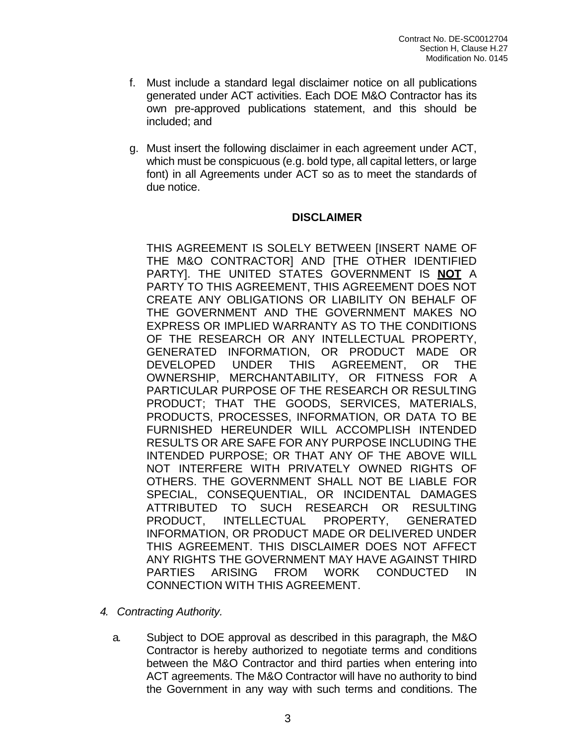f. Must include a standard legal disclaimer notice on all publications generated under ACT activities. Each DOE M&O Contractor has its own pre-approved publications statement, and this should be included; and

g. Must insert the following disclaimer in each agreement under ACT, which must be conspicuous (e.g. bold type, all capital letters, or large font) in all Agreements under ACT so as to meet the standards of due notice.

**DISCLAIMER**

THIS AGREEMENT IS SOLELY BETWEEN [INSERT NAME OF THE M&O CONTRACTOR] AND [THE OTHER IDENTIFIED PARTY]. THE UNITED STATES GOVERNMENT IS **NOT** A PARTY TO THIS AGREEMENT, THIS AGREEMENT DOES NOT CREATE ANY OBLIGATIONS OR LIABILITY ON BEHALF OF THE GOVERNMENT AND THE GOVERNMENT MAKES NO EXPRESS OR IMPLIED WARRANTY AS TO THE CONDITIONS OF THE RESEARCH OR ANY INTELLECTUAL PROPERTY, GENERATED INFORMATION, OR PRODUCT MADE OR DEVELOPED UNDER THIS AGREEMENT, OR THE OWNERSHIP, MERCHANTABILITY, OR FITNESS FOR A PARTICULAR PURPOSE OF THE RESEARCH OR RESULTING PRODUCT; THAT THE GOODS, SERVICES, MATERIALS, PRODUCTS, PROCESSES, INFORMATION, OR DATA TO BE FURNISHED HEREUNDER WILL ACCOMPLISH INTENDED RESULTS OR ARE SAFE FOR ANY PURPOSE INCLUDING THE INTENDED PURPOSE; OR THAT ANY OF THE ABOVE WILL NOT INTERFERE WITH PRIVATELY OWNED RIGHTS OF OTHERS. THE GOVERNMENT SHALL NOT BE LIABLE FOR SPECIAL, CONSEQUENTIAL, OR INCIDENTAL DAMAGES ATTRIBUTED TO SUCH RESEARCH OR RESULTING PRODUCT, INTELLECTUAL PROPERTY, GENERATED INFORMATION, OR PRODUCT MADE OR DELIVERED UNDER THIS AGREEMENT. THIS DISCLAIMER DOES NOT AFFECT ANY RIGHTS THE GOVERNMENT MAY HAVE AGAINST THIRD PARTIES ARISING FROM WORK CONDUCTED IN CONNECTION WITH THIS AGREEMENT.

4. *Contracting Authority.*

   a. Subject to DOE approval as described in this paragraph, the M&O Contractor is hereby authorized to negotiate terms and conditions between the M&O Contractor and third parties when entering into ACT agreements. The M&O Contractor will have no authority to bind the Government in any way with such terms and conditions. The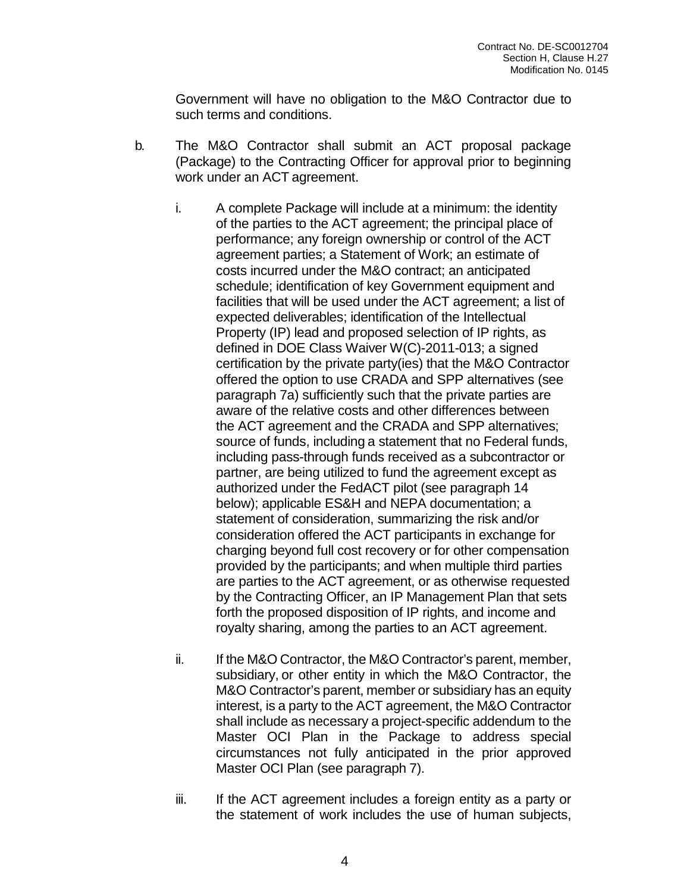Government will have no obligation to the M&O Contractor due to such terms and conditions.

b. The M&O Contractor shall submit an ACT proposal package (Package) to the Contracting Officer for approval prior to beginning work under an ACT agreement.

   i. A complete Package will include at a minimum: the identity of the parties to the ACT agreement; the principal place of performance; any foreign ownership or control of the ACT agreement parties; a Statement of Work; an estimate of costs incurred under the M&O contract; an anticipated schedule; identification of key Government equipment and facilities that will be used under the ACT agreement; a list of expected deliverables; identification of the Intellectual Property (IP) lead and proposed selection of IP rights, as defined in DOE Class Waiver W(C)-2011-013; a signed certification by the private party(ies) that the M&O Contractor offered the option to use CRADA and SPP alternatives (see paragraph 7a) sufficiently such that the private parties are aware of the relative costs and other differences between the ACT agreement and the CRADA and SPP alternatives; source of funds, including a statement that no Federal funds, including pass-through funds received as a subcontractor or partner, are being utilized to fund the agreement except as authorized under the FedACT pilot (see paragraph 14 below); applicable ES&H and NEPA documentation; a statement of consideration, summarizing the risk and/or consideration offered the ACT participants in exchange for charging beyond full cost recovery or for other compensation provided by the participants; and when multiple third parties are parties to the ACT agreement, or as otherwise requested by the Contracting Officer, an IP Management Plan that sets forth the proposed disposition of IP rights, and income and royalty sharing, among the parties to an ACT agreement.

   ii. If the M&O Contractor, the M&O Contractor's parent, member, subsidiary, or other entity in which the M&O Contractor, the M&O Contractor's parent, member or subsidiary has an equity interest, is a party to the ACT agreement, the M&O Contractor shall include as necessary a project-specific addendum to the Master OCI Plan in the Package to address special circumstances not fully anticipated in the prior approved Master OCI Plan (see paragraph 7).

   iii. If the ACT agreement includes a foreign entity as a party or the statement of work includes the use of human subjects,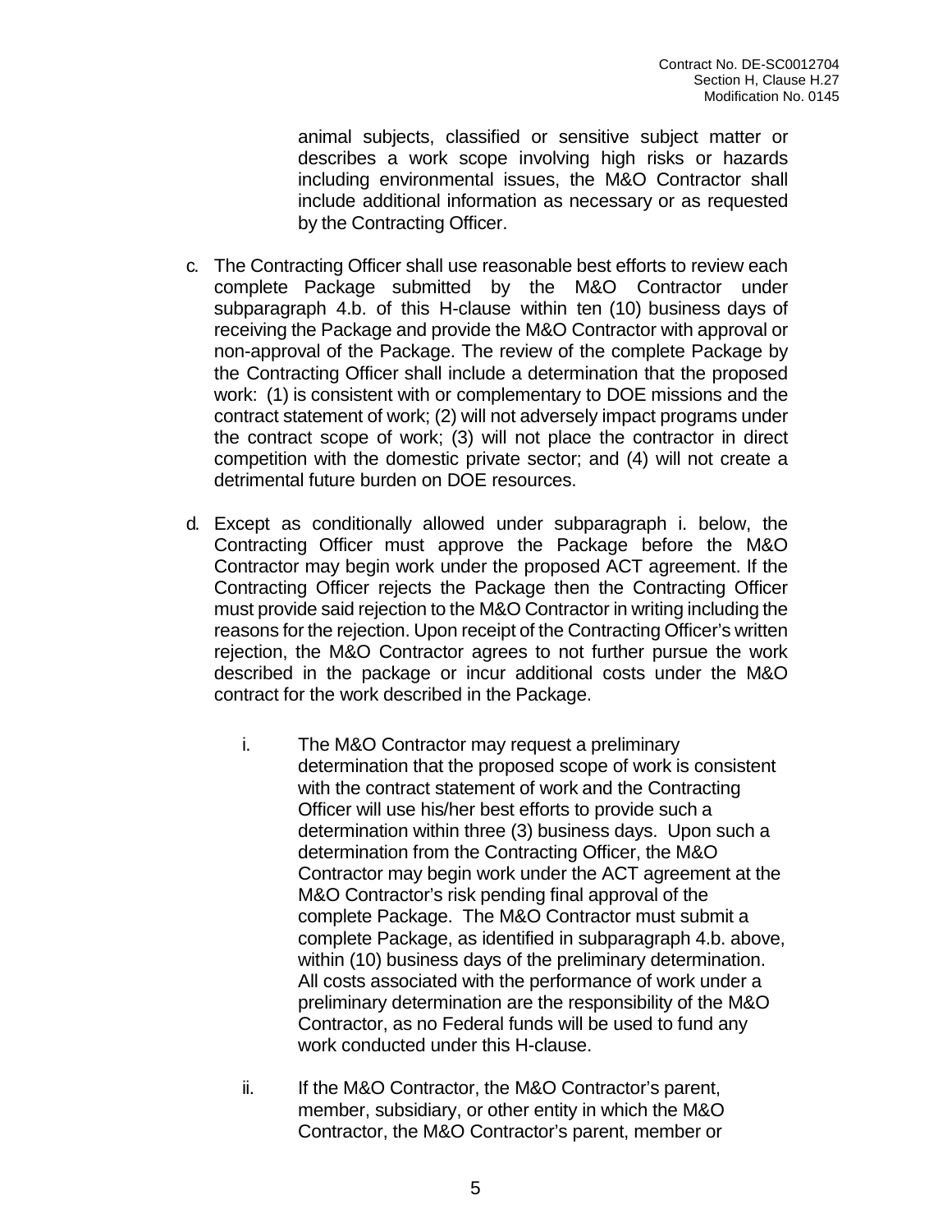animal subjects, classified or sensitive subject matter or describes a work scope involving high risks or hazards including environmental issues, the M&O Contractor shall include additional information as necessary or as requested by the Contracting Officer.

c. The Contracting Officer shall use reasonable best efforts to review each complete Package submitted by the M&O Contractor under subparagraph 4.b. of this H-clause within ten (10) business days of receiving the Package and provide the M&O Contractor with approval or non-approval of the Package. The review of the complete Package by the Contracting Officer shall include a determination that the proposed work: (1) is consistent with or complementary to DOE missions and the contract statement of work; (2) will not adversely impact programs under the contract scope of work; (3) will not place the contractor in direct competition with the domestic private sector; and (4) will not create a detrimental future burden on DOE resources.

d. Except as conditionally allowed under subparagraph i. below, the Contracting Officer must approve the Package before the M&O Contractor may begin work under the proposed ACT agreement. If the Contracting Officer rejects the Package then the Contracting Officer must provide said rejection to the M&O Contractor in writing including the reasons for the rejection. Upon receipt of the Contracting Officer's written rejection, the M&O Contractor agrees to not further pursue the work described in the package or incur additional costs under the M&O contract for the work described in the Package.

   i. The M&O Contractor may request a preliminary determination that the proposed scope of work is consistent with the contract statement of work and the Contracting Officer will use his/her best efforts to provide such a determination within three (3) business days. Upon such a determination from the Contracting Officer, the M&O Contractor may begin work under the ACT agreement at the M&O Contractor's risk pending final approval of the complete Package. The M&O Contractor must submit a complete Package, as identified in subparagraph 4.b. above, within (10) business days of the preliminary determination. All costs associated with the performance of work under a preliminary determination are the responsibility of the M&O Contractor, as no Federal funds will be used to fund any work conducted under this H-clause.

   ii. If the M&O Contractor, the M&O Contractor's parent, member, subsidiary, or other entity in which the M&O Contractor, the M&O Contractor's parent, member or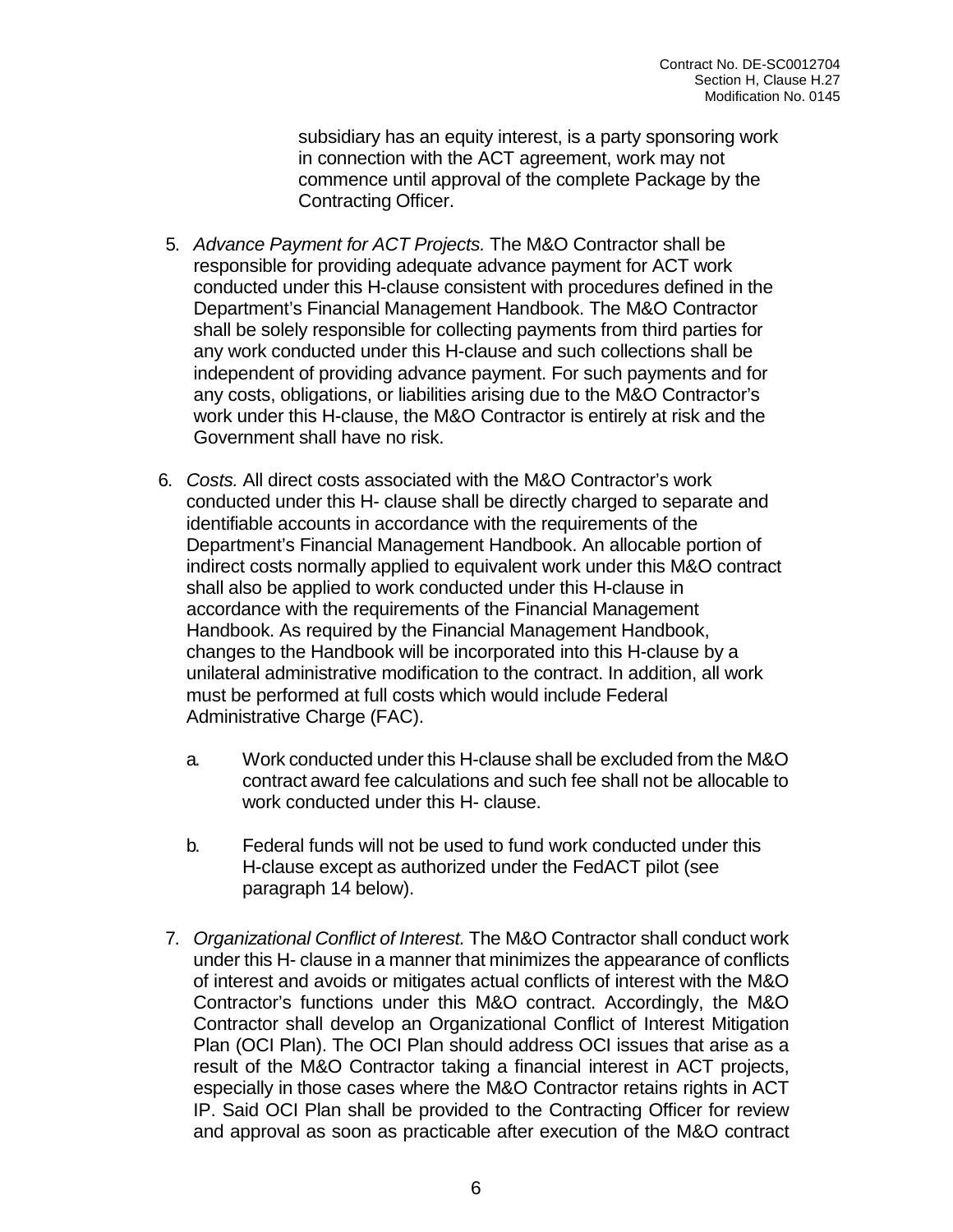subsidiary has an equity interest, is a party sponsoring work in connection with the ACT agreement, work may not commence until approval of the complete Package by the Contracting Officer.

5. *Advance Payment for ACT Projects.* The M&O Contractor shall be responsible for providing adequate advance payment for ACT work conducted under this H-clause consistent with procedures defined in the Department's Financial Management Handbook. The M&O Contractor shall be solely responsible for collecting payments from third parties for any work conducted under this H-clause and such collections shall be independent of providing advance payment. For such payments and for any costs, obligations, or liabilities arising due to the M&O Contractor's work under this H-clause, the M&O Contractor is entirely at risk and the Government shall have no risk.

6. *Costs.* All direct costs associated with the M&O Contractor's work conducted under this H- clause shall be directly charged to separate and identifiable accounts in accordance with the requirements of the Department's Financial Management Handbook. An allocable portion of indirect costs normally applied to equivalent work under this M&O contract shall also be applied to work conducted under this H-clause in accordance with the requirements of the Financial Management Handbook. As required by the Financial Management Handbook, changes to the Handbook will be incorporated into this H-clause by a unilateral administrative modification to the contract. In addition, all work must be performed at full costs which would include Federal Administrative Charge (FAC).

   a. Work conducted under this H-clause shall be excluded from the M&O contract award fee calculations and such fee shall not be allocable to work conducted under this H- clause.

   b. Federal funds will not be used to fund work conducted under this H-clause except as authorized under the FedACT pilot (see paragraph 14 below).

7. *Organizational Conflict of Interest.* The M&O Contractor shall conduct work under this H- clause in a manner that minimizes the appearance of conflicts of interest and avoids or mitigates actual conflicts of interest with the M&O Contractor's functions under this M&O contract. Accordingly, the M&O Contractor shall develop an Organizational Conflict of Interest Mitigation Plan (OCI Plan). The OCI Plan should address OCI issues that arise as a result of the M&O Contractor taking a financial interest in ACT projects, especially in those cases where the M&O Contractor retains rights in ACT IP. Said OCI Plan shall be provided to the Contracting Officer for review and approval as soon as practicable after execution of the M&O contract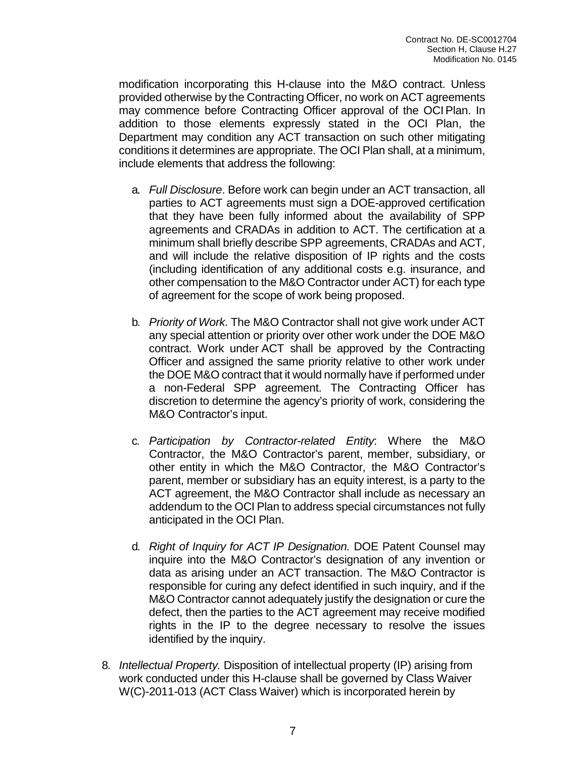modification incorporating this H-clause into the M&O contract. Unless provided otherwise by the Contracting Officer, no work on ACT agreements may commence before Contracting Officer approval of the OCI Plan. In addition to those elements expressly stated in the OCI Plan, the Department may condition any ACT transaction on such other mitigating conditions it determines are appropriate. The OCI Plan shall, at a minimum, include elements that address the following:

a. *Full Disclosure*. Before work can begin under an ACT transaction, all parties to ACT agreements must sign a DOE-approved certification that they have been fully informed about the availability of SPP agreements and CRADAs in addition to ACT. The certification at a minimum shall briefly describe SPP agreements, CRADAs and ACT, and will include the relative disposition of IP rights and the costs (including identification of any additional costs e.g. insurance, and other compensation to the M&O Contractor under ACT) for each type of agreement for the scope of work being proposed.

b. *Priority of Work*. The M&O Contractor shall not give work under ACT any special attention or priority over other work under the DOE M&O contract. Work under ACT shall be approved by the Contracting Officer and assigned the same priority relative to other work under the DOE M&O contract that it would normally have if performed under a non-Federal SPP agreement. The Contracting Officer has discretion to determine the agency's priority of work, considering the M&O Contractor's input.

c. *Participation by Contractor-related Entity*: Where the M&O Contractor, the M&O Contractor's parent, member, subsidiary, or other entity in which the M&O Contractor, the M&O Contractor's parent, member or subsidiary has an equity interest, is a party to the ACT agreement, the M&O Contractor shall include as necessary an addendum to the OCI Plan to address special circumstances not fully anticipated in the OCI Plan.

d. *Right of Inquiry for ACT IP Designation.* DOE Patent Counsel may inquire into the M&O Contractor's designation of any invention or data as arising under an ACT transaction. The M&O Contractor is responsible for curing any defect identified in such inquiry, and if the M&O Contractor cannot adequately justify the designation or cure the defect, then the parties to the ACT agreement may receive modified rights in the IP to the degree necessary to resolve the issues identified by the inquiry.

8. *Intellectual Property.* Disposition of intellectual property (IP) arising from work conducted under this H-clause shall be governed by Class Waiver W(C)-2011-013 (ACT Class Waiver) which is incorporated herein by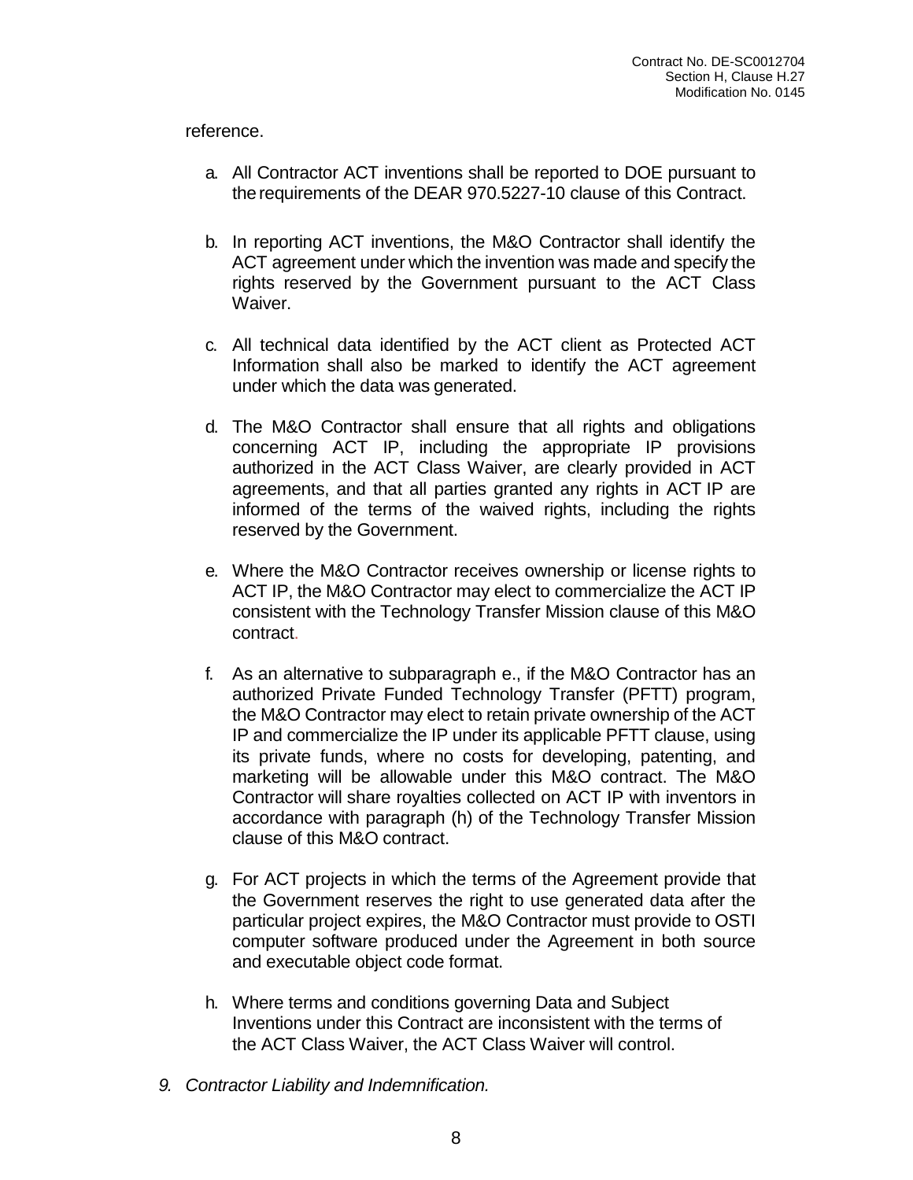reference.

a. All Contractor ACT inventions shall be reported to DOE pursuant to the requirements of the DEAR 970.5227-10 clause of this Contract.

b. In reporting ACT inventions, the M&O Contractor shall identify the ACT agreement under which the invention was made and specify the rights reserved by the Government pursuant to the ACT Class Waiver.

c. All technical data identified by the ACT client as Protected ACT Information shall also be marked to identify the ACT agreement under which the data was generated.

d. The M&O Contractor shall ensure that all rights and obligations concerning ACT IP, including the appropriate IP provisions authorized in the ACT Class Waiver, are clearly provided in ACT agreements, and that all parties granted any rights in ACT IP are informed of the terms of the waived rights, including the rights reserved by the Government.

e. Where the M&O Contractor receives ownership or license rights to ACT IP, the M&O Contractor may elect to commercialize the ACT IP consistent with the Technology Transfer Mission clause of this M&O contract.

f. As an alternative to subparagraph e., if the M&O Contractor has an authorized Private Funded Technology Transfer (PFTT) program, the M&O Contractor may elect to retain private ownership of the ACT IP and commercialize the IP under its applicable PFTT clause, using its private funds, where no costs for developing, patenting, and marketing will be allowable under this M&O contract. The M&O Contractor will share royalties collected on ACT IP with inventors in accordance with paragraph (h) of the Technology Transfer Mission clause of this M&O contract.

g. For ACT projects in which the terms of the Agreement provide that the Government reserves the right to use generated data after the particular project expires, the M&O Contractor must provide to OSTI computer software produced under the Agreement in both source and executable object code format.

h. Where terms and conditions governing Data and Subject Inventions under this Contract are inconsistent with the terms of the ACT Class Waiver, the ACT Class Waiver will control.

9. *Contractor Liability and Indemnification.*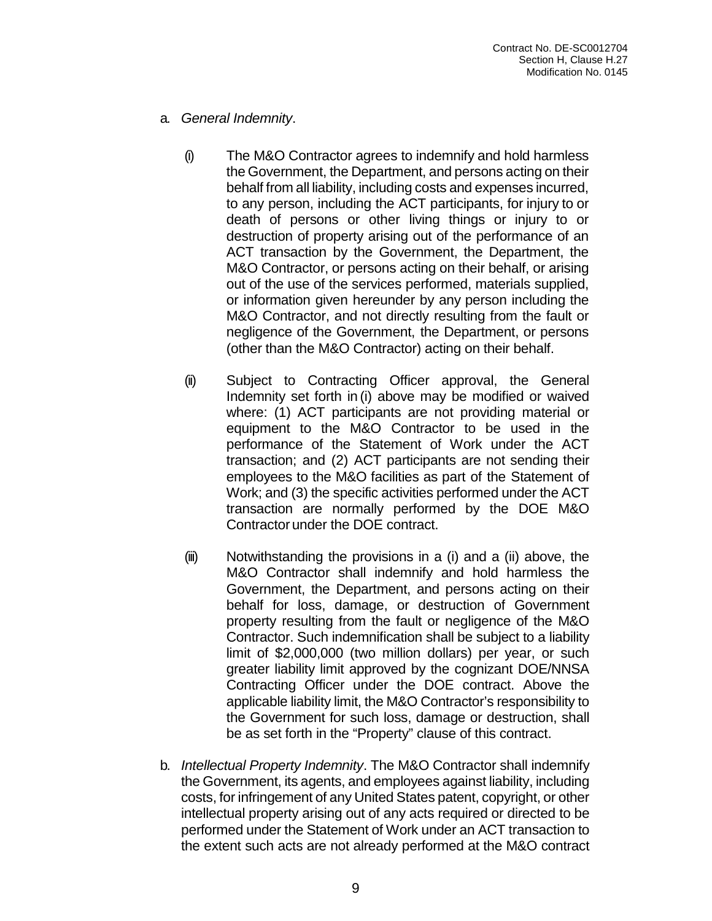a. *General Indemnity*.

(i) The M&O Contractor agrees to indemnify and hold harmless the Government, the Department, and persons acting on their behalf from all liability, including costs and expenses incurred, to any person, including the ACT participants, for injury to or death of persons or other living things or injury to or destruction of property arising out of the performance of an ACT transaction by the Government, the Department, the M&O Contractor, or persons acting on their behalf, or arising out of the use of the services performed, materials supplied, or information given hereunder by any person including the M&O Contractor, and not directly resulting from the fault or negligence of the Government, the Department, or persons (other than the M&O Contractor) acting on their behalf.

(ii) Subject to Contracting Officer approval, the General Indemnity set forth in (i) above may be modified or waived where: (1) ACT participants are not providing material or equipment to the M&O Contractor to be used in the performance of the Statement of Work under the ACT transaction; and (2) ACT participants are not sending their employees to the M&O facilities as part of the Statement of Work; and (3) the specific activities performed under the ACT transaction are normally performed by the DOE M&O Contractor under the DOE contract.

(iii) Notwithstanding the provisions in a (i) and a (ii) above, the M&O Contractor shall indemnify and hold harmless the Government, the Department, and persons acting on their behalf for loss, damage, or destruction of Government property resulting from the fault or negligence of the M&O Contractor. Such indemnification shall be subject to a liability limit of $2,000,000 (two million dollars) per year, or such greater liability limit approved by the cognizant DOE/NNSA Contracting Officer under the DOE contract. Above the applicable liability limit, the M&O Contractor's responsibility to the Government for such loss, damage or destruction, shall be as set forth in the "Property" clause of this contract.

b. *Intellectual Property Indemnity*. The M&O Contractor shall indemnify the Government, its agents, and employees against liability, including costs, for infringement of any United States patent, copyright, or other intellectual property arising out of any acts required or directed to be performed under the Statement of Work under an ACT transaction to the extent such acts are not already performed at the M&O contract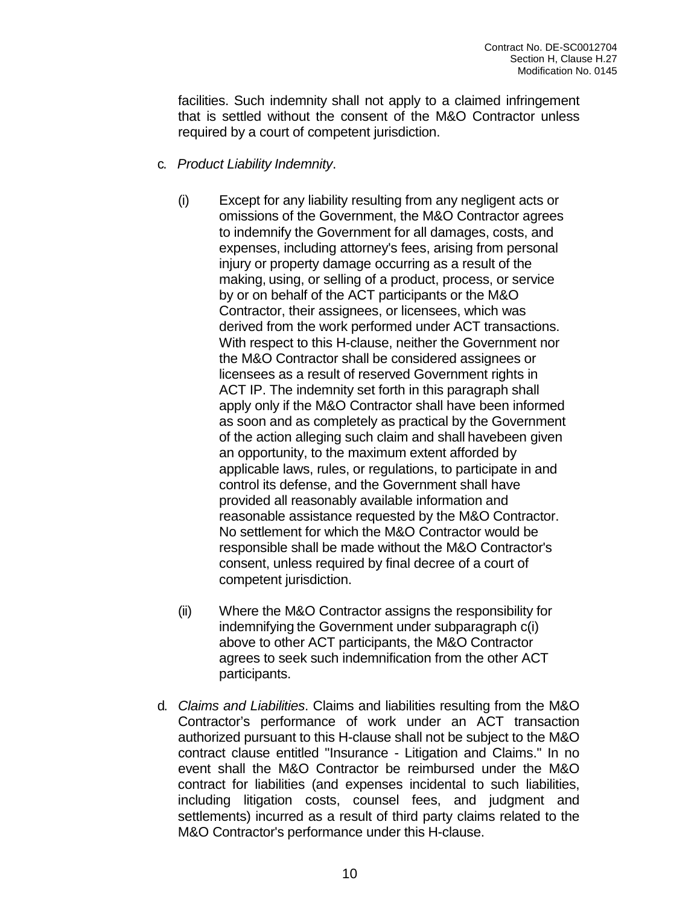facilities. Such indemnity shall not apply to a claimed infringement that is settled without the consent of the M&O Contractor unless required by a court of competent jurisdiction.

c. *Product Liability Indemnity*.

   (i) Except for any liability resulting from any negligent acts or omissions of the Government, the M&O Contractor agrees to indemnify the Government for all damages, costs, and expenses, including attorney's fees, arising from personal injury or property damage occurring as a result of the making, using, or selling of a product, process, or service by or on behalf of the ACT participants or the M&O Contractor, their assignees, or licensees, which was derived from the work performed under ACT transactions. With respect to this H-clause, neither the Government nor the M&O Contractor shall be considered assignees or licensees as a result of reserved Government rights in ACT IP. The indemnity set forth in this paragraph shall apply only if the M&O Contractor shall have been informed as soon and as completely as practical by the Government of the action alleging such claim and shall havebeen given an opportunity, to the maximum extent afforded by applicable laws, rules, or regulations, to participate in and control its defense, and the Government shall have provided all reasonably available information and reasonable assistance requested by the M&O Contractor. No settlement for which the M&O Contractor would be responsible shall be made without the M&O Contractor's consent, unless required by final decree of a court of competent jurisdiction.

   (ii) Where the M&O Contractor assigns the responsibility for indemnifying the Government under subparagraph c(i) above to other ACT participants, the M&O Contractor agrees to seek such indemnification from the other ACT participants.

d. *Claims and Liabilities*. Claims and liabilities resulting from the M&O Contractor's performance of work under an ACT transaction authorized pursuant to this H-clause shall not be subject to the M&O contract clause entitled "Insurance - Litigation and Claims." In no event shall the M&O Contractor be reimbursed under the M&O contract for liabilities (and expenses incidental to such liabilities, including litigation costs, counsel fees, and judgment and settlements) incurred as a result of third party claims related to the M&O Contractor's performance under this H-clause.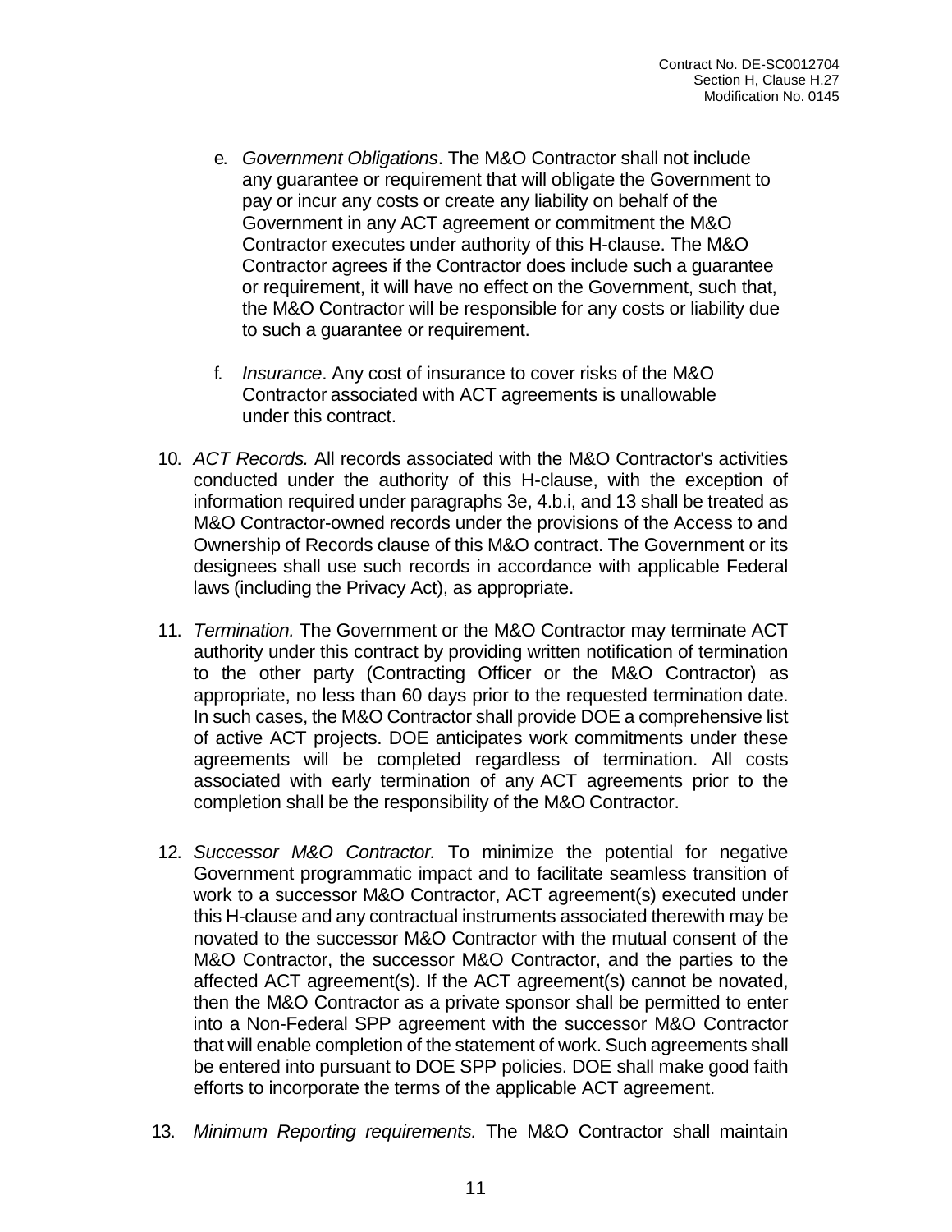e. *Government Obligations*. The M&O Contractor shall not include any guarantee or requirement that will obligate the Government to pay or incur any costs or create any liability on behalf of the Government in any ACT agreement or commitment the M&O Contractor executes under authority of this H-clause. The M&O Contractor agrees if the Contractor does include such a guarantee or requirement, it will have no effect on the Government, such that, the M&O Contractor will be responsible for any costs or liability due to such a guarantee or requirement.

f. *Insurance*. Any cost of insurance to cover risks of the M&O Contractor associated with ACT agreements is unallowable under this contract.

10. *ACT Records.* All records associated with the M&O Contractor's activities conducted under the authority of this H-clause, with the exception of information required under paragraphs 3e, 4.b.i, and 13 shall be treated as M&O Contractor-owned records under the provisions of the Access to and Ownership of Records clause of this M&O contract. The Government or its designees shall use such records in accordance with applicable Federal laws (including the Privacy Act), as appropriate.

11. *Termination.* The Government or the M&O Contractor may terminate ACT authority under this contract by providing written notification of termination to the other party (Contracting Officer or the M&O Contractor) as appropriate, no less than 60 days prior to the requested termination date. In such cases, the M&O Contractor shall provide DOE a comprehensive list of active ACT projects. DOE anticipates work commitments under these agreements will be completed regardless of termination. All costs associated with early termination of any ACT agreements prior to the completion shall be the responsibility of the M&O Contractor.

12. *Successor M&O Contractor.* To minimize the potential for negative Government programmatic impact and to facilitate seamless transition of work to a successor M&O Contractor, ACT agreement(s) executed under this H-clause and any contractual instruments associated therewith may be novated to the successor M&O Contractor with the mutual consent of the M&O Contractor, the successor M&O Contractor, and the parties to the affected ACT agreement(s). If the ACT agreement(s) cannot be novated, then the M&O Contractor as a private sponsor shall be permitted to enter into a Non-Federal SPP agreement with the successor M&O Contractor that will enable completion of the statement of work. Such agreements shall be entered into pursuant to DOE SPP policies. DOE shall make good faith efforts to incorporate the terms of the applicable ACT agreement.

13. *Minimum Reporting requirements.* The M&O Contractor shall maintain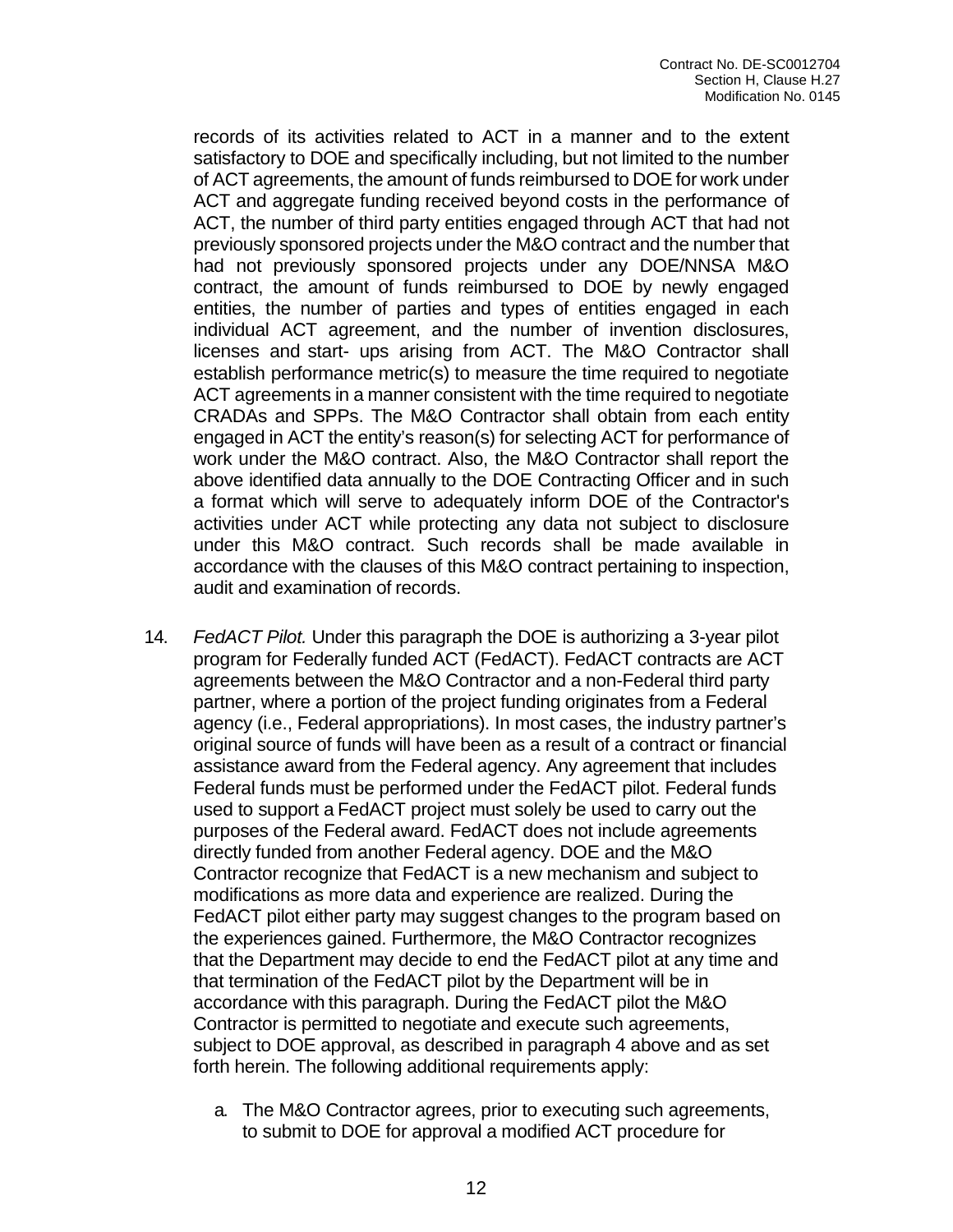records of its activities related to ACT in a manner and to the extent satisfactory to DOE and specifically including, but not limited to the number of ACT agreements, the amount of funds reimbursed to DOE for work under ACT and aggregate funding received beyond costs in the performance of ACT, the number of third party entities engaged through ACT that had not previously sponsored projects under the M&O contract and the number that had not previously sponsored projects under any DOE/NNSA M&O contract, the amount of funds reimbursed to DOE by newly engaged entities, the number of parties and types of entities engaged in each individual ACT agreement, and the number of invention disclosures, licenses and start- ups arising from ACT. The M&O Contractor shall establish performance metric(s) to measure the time required to negotiate ACT agreements in a manner consistent with the time required to negotiate CRADAs and SPPs. The M&O Contractor shall obtain from each entity engaged in ACT the entity's reason(s) for selecting ACT for performance of work under the M&O contract. Also, the M&O Contractor shall report the above identified data annually to the DOE Contracting Officer and in such a format which will serve to adequately inform DOE of the Contractor's activities under ACT while protecting any data not subject to disclosure under this M&O contract. Such records shall be made available in accordance with the clauses of this M&O contract pertaining to inspection, audit and examination of records.

14. *FedACT Pilot.* Under this paragraph the DOE is authorizing a 3-year pilot program for Federally funded ACT (FedACT). FedACT contracts are ACT agreements between the M&O Contractor and a non-Federal third party partner, where a portion of the project funding originates from a Federal agency (i.e., Federal appropriations). In most cases, the industry partner's original source of funds will have been as a result of a contract or financial assistance award from the Federal agency. Any agreement that includes Federal funds must be performed under the FedACT pilot. Federal funds used to support a FedACT project must solely be used to carry out the purposes of the Federal award. FedACT does not include agreements directly funded from another Federal agency. DOE and the M&O Contractor recognize that FedACT is a new mechanism and subject to modifications as more data and experience are realized. During the FedACT pilot either party may suggest changes to the program based on the experiences gained. Furthermore, the M&O Contractor recognizes that the Department may decide to end the FedACT pilot at any time and that termination of the FedACT pilot by the Department will be in accordance with this paragraph. During the FedACT pilot the M&O Contractor is permitted to negotiate and execute such agreements, subject to DOE approval, as described in paragraph 4 above and as set forth herein. The following additional requirements apply:

   a. The M&O Contractor agrees, prior to executing such agreements, to submit to DOE for approval a modified ACT procedure for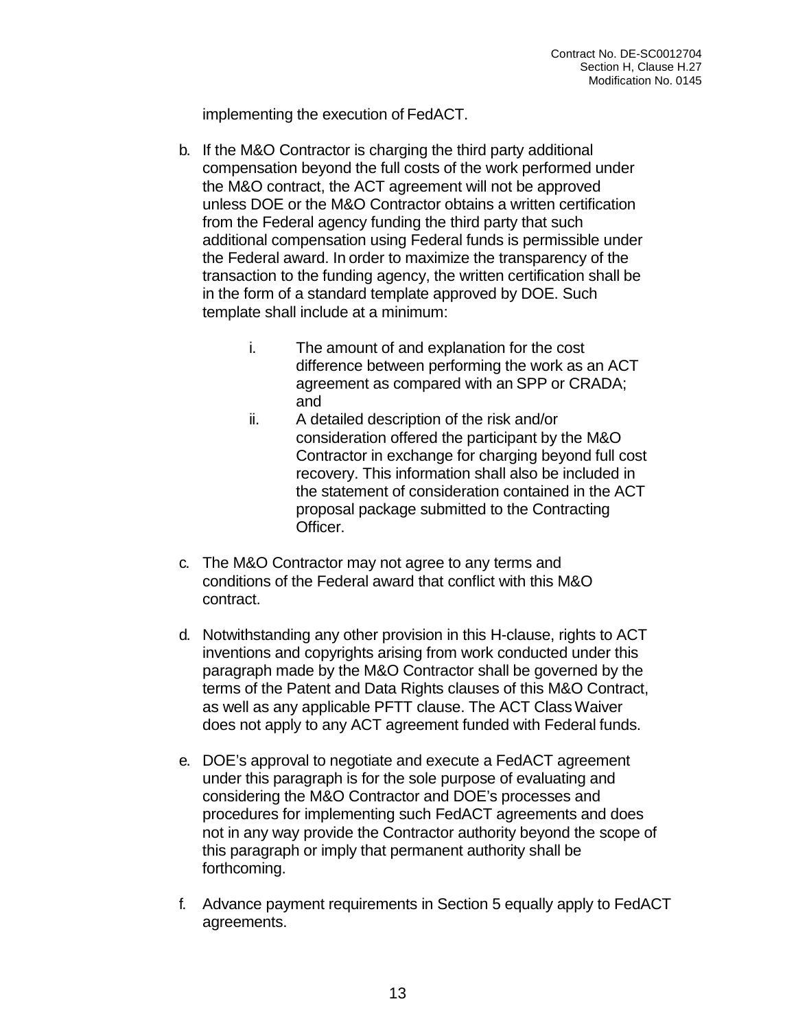implementing the execution of FedACT.

b. If the M&O Contractor is charging the third party additional compensation beyond the full costs of the work performed under the M&O contract, the ACT agreement will not be approved unless DOE or the M&O Contractor obtains a written certification from the Federal agency funding the third party that such additional compensation using Federal funds is permissible under the Federal award. In order to maximize the transparency of the transaction to the funding agency, the written certification shall be in the form of a standard template approved by DOE. Such template shall include at a minimum:

   i. The amount of and explanation for the cost difference between performing the work as an ACT agreement as compared with an SPP or CRADA; and
   ii. A detailed description of the risk and/or consideration offered the participant by the M&O Contractor in exchange for charging beyond full cost recovery. This information shall also be included in the statement of consideration contained in the ACT proposal package submitted to the Contracting Officer.

c. The M&O Contractor may not agree to any terms and conditions of the Federal award that conflict with this M&O contract.

d. Notwithstanding any other provision in this H-clause, rights to ACT inventions and copyrights arising from work conducted under this paragraph made by the M&O Contractor shall be governed by the terms of the Patent and Data Rights clauses of this M&O Contract, as well as any applicable PFTT clause. The ACT Class Waiver does not apply to any ACT agreement funded with Federal funds.

e. DOE's approval to negotiate and execute a FedACT agreement under this paragraph is for the sole purpose of evaluating and considering the M&O Contractor and DOE's processes and procedures for implementing such FedACT agreements and does not in any way provide the Contractor authority beyond the scope of this paragraph or imply that permanent authority shall be forthcoming.

f. Advance payment requirements in Section 5 equally apply to FedACT agreements.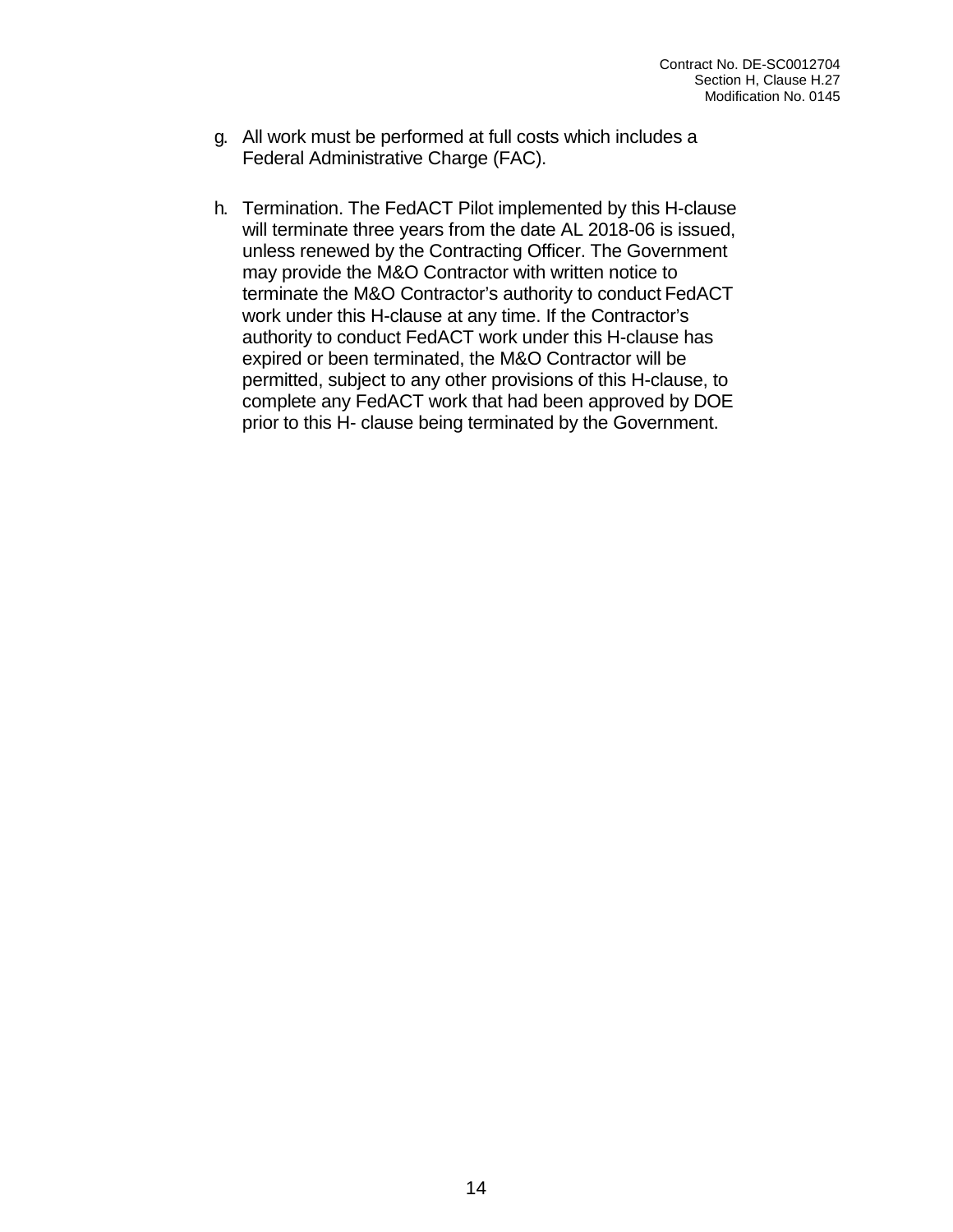g. All work must be performed at full costs which includes a Federal Administrative Charge (FAC).

h. Termination. The FedACT Pilot implemented by this H-clause will terminate three years from the date AL 2018-06 is issued, unless renewed by the Contracting Officer. The Government may provide the M&O Contractor with written notice to terminate the M&O Contractor's authority to conduct FedACT work under this H-clause at any time. If the Contractor's authority to conduct FedACT work under this H-clause has expired or been terminated, the M&O Contractor will be permitted, subject to any other provisions of this H-clause, to complete any FedACT work that had been approved by DOE prior to this H- clause being terminated by the Government.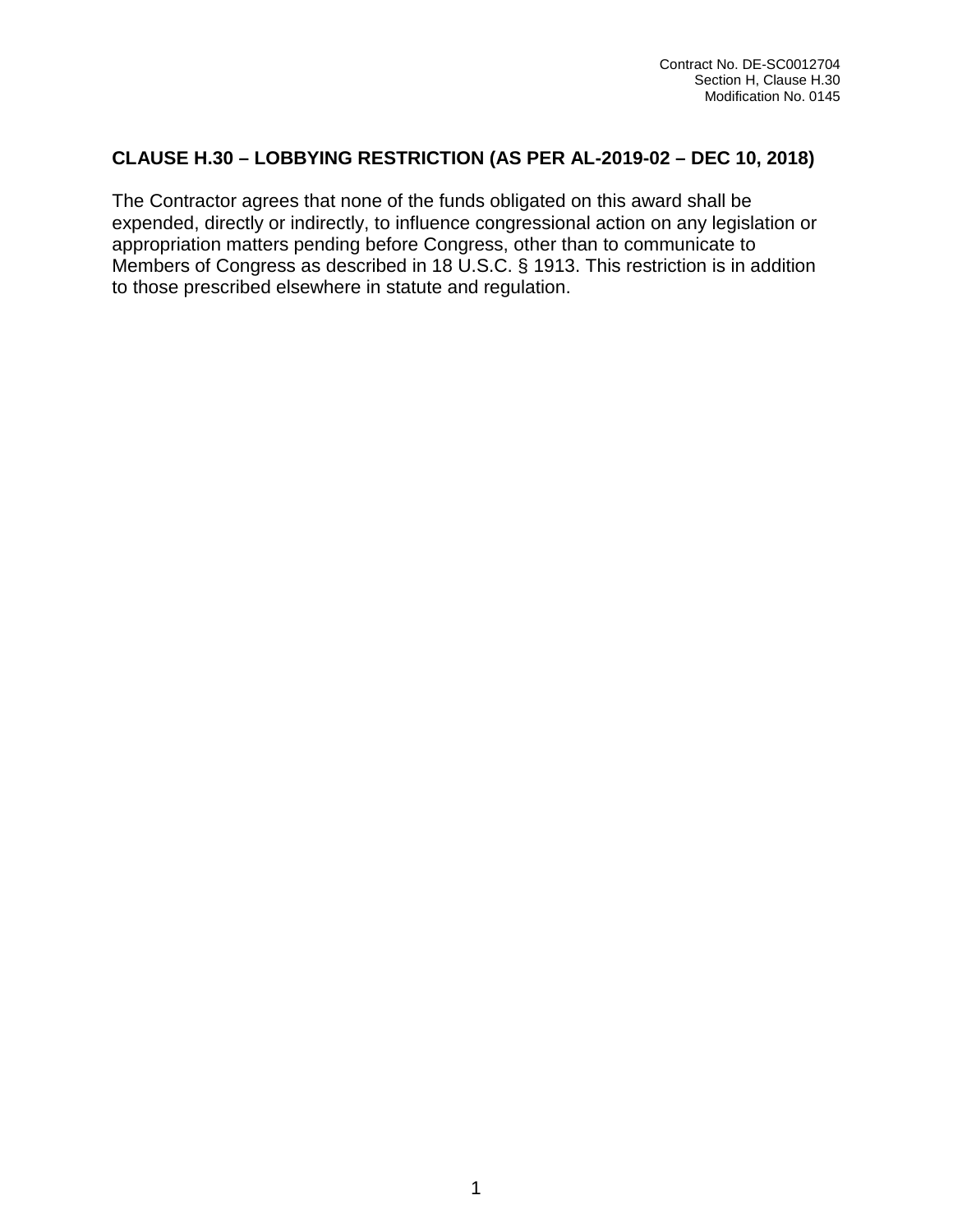## CLAUSE H.30 – LOBBYING RESTRICTION (AS PER AL-2019-02 – DEC 10, 2018)

The Contractor agrees that none of the funds obligated on this award shall be expended, directly or indirectly, to influence congressional action on any legislation or appropriation matters pending before Congress, other than to communicate to Members of Congress as described in 18 U.S.C. § 1913. This restriction is in addition to those prescribed elsewhere in statute and regulation.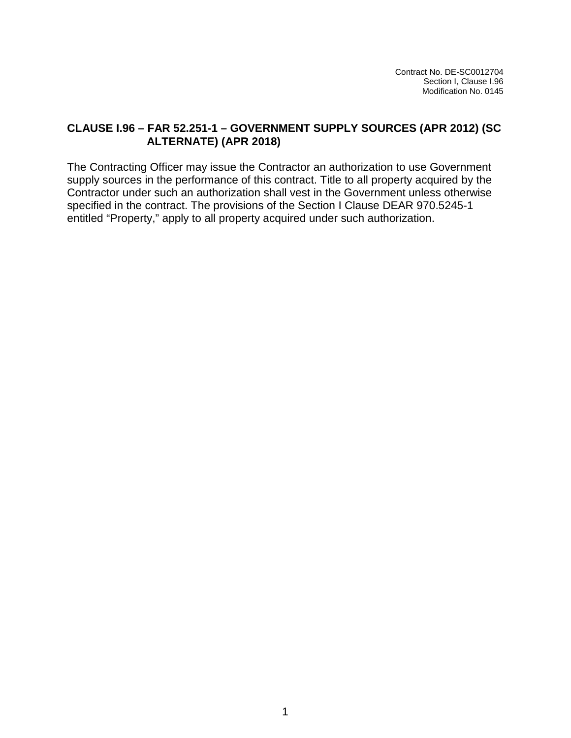## CLAUSE I.96 – FAR 52.251-1 – GOVERNMENT SUPPLY SOURCES (APR 2012) (SC ALTERNATE) (APR 2018)

The Contracting Officer may issue the Contractor an authorization to use Government supply sources in the performance of this contract. Title to all property acquired by the Contractor under such an authorization shall vest in the Government unless otherwise specified in the contract. The provisions of the Section I Clause DEAR 970.5245-1 entitled "Property," apply to all property acquired under such authorization.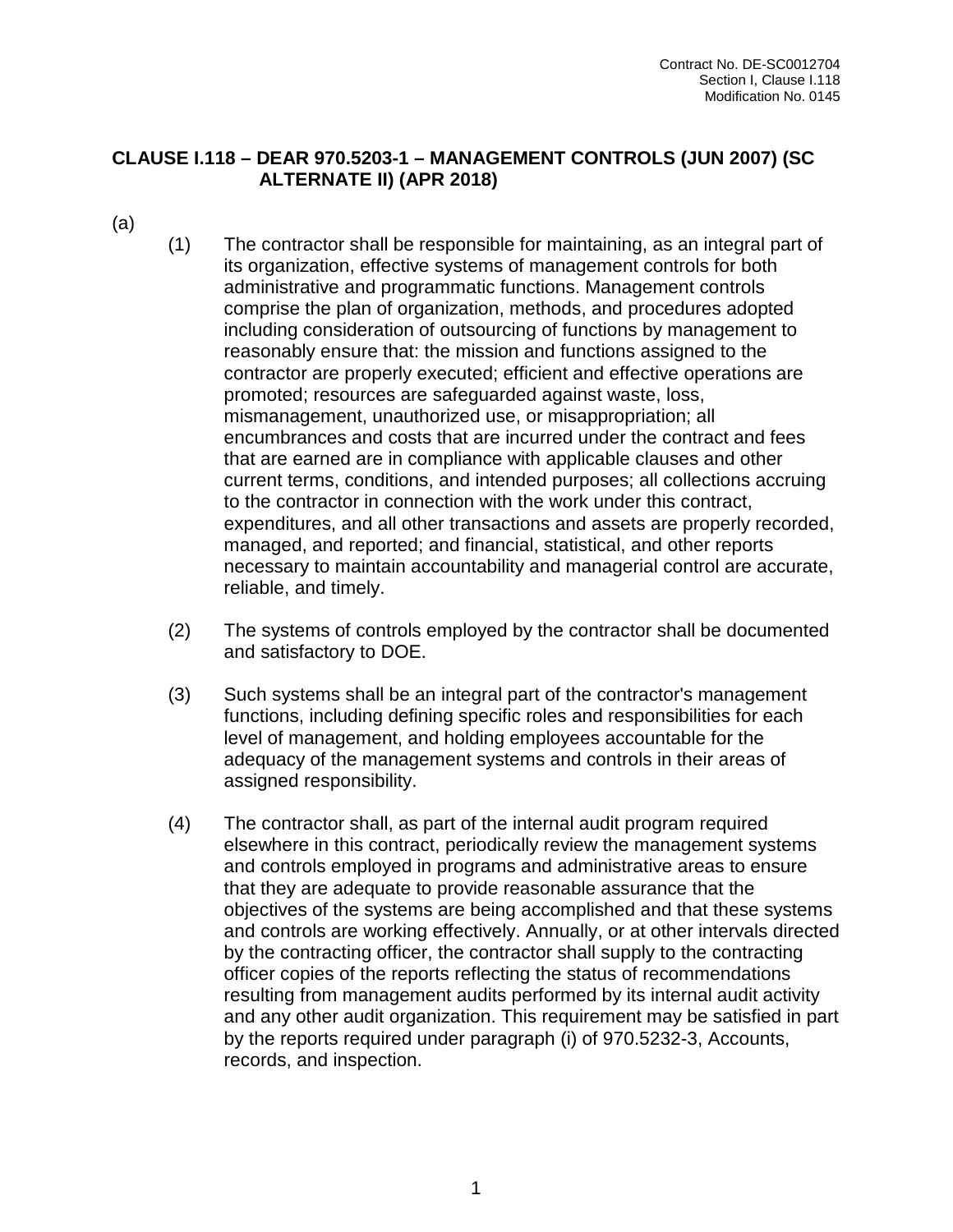**CLAUSE I.118 – DEAR 970.5203-1 – MANAGEMENT CONTROLS (JUN 2007) (SC ALTERNATE II) (APR 2018)**

(a)

(1) The contractor shall be responsible for maintaining, as an integral part of its organization, effective systems of management controls for both administrative and programmatic functions. Management controls comprise the plan of organization, methods, and procedures adopted including consideration of outsourcing of functions by management to reasonably ensure that: the mission and functions assigned to the contractor are properly executed; efficient and effective operations are promoted; resources are safeguarded against waste, loss, mismanagement, unauthorized use, or misappropriation; all encumbrances and costs that are incurred under the contract and fees that are earned are in compliance with applicable clauses and other current terms, conditions, and intended purposes; all collections accruing to the contractor in connection with the work under this contract, expenditures, and all other transactions and assets are properly recorded, managed, and reported; and financial, statistical, and other reports necessary to maintain accountability and managerial control are accurate, reliable, and timely.

(2) The systems of controls employed by the contractor shall be documented and satisfactory to DOE.

(3) Such systems shall be an integral part of the contractor's management functions, including defining specific roles and responsibilities for each level of management, and holding employees accountable for the adequacy of the management systems and controls in their areas of assigned responsibility.

(4) The contractor shall, as part of the internal audit program required elsewhere in this contract, periodically review the management systems and controls employed in programs and administrative areas to ensure that they are adequate to provide reasonable assurance that the objectives of the systems are being accomplished and that these systems and controls are working effectively. Annually, or at other intervals directed by the contracting officer, the contractor shall supply to the contracting officer copies of the reports reflecting the status of recommendations resulting from management audits performed by its internal audit activity and any other audit organization. This requirement may be satisfied in part by the reports required under paragraph (i) of 970.5232-3, Accounts, records, and inspection.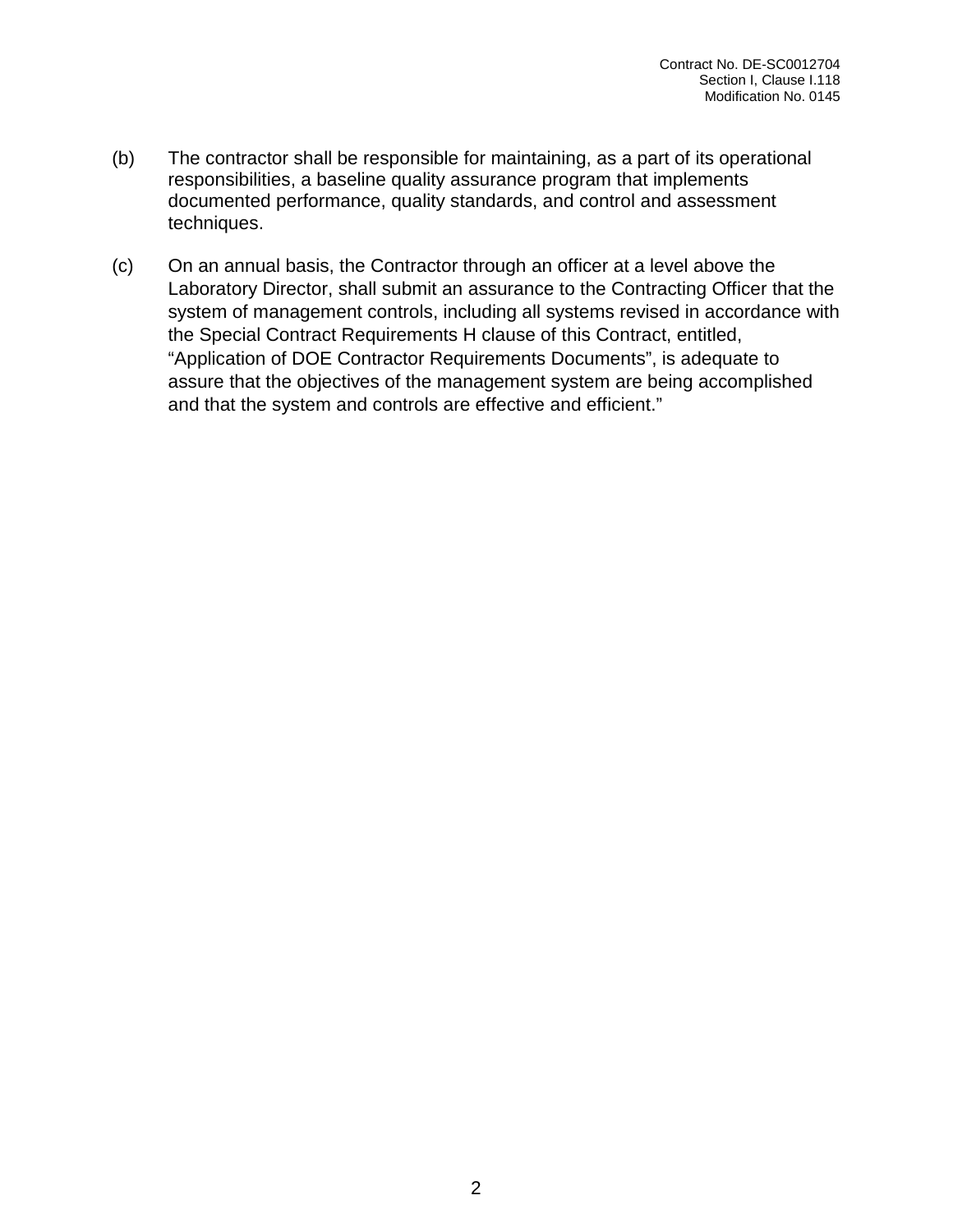(b) The contractor shall be responsible for maintaining, as a part of its operational responsibilities, a baseline quality assurance program that implements documented performance, quality standards, and control and assessment techniques.

(c) On an annual basis, the Contractor through an officer at a level above the Laboratory Director, shall submit an assurance to the Contracting Officer that the system of management controls, including all systems revised in accordance with the Special Contract Requirements H clause of this Contract, entitled, "Application of DOE Contractor Requirements Documents", is adequate to assure that the objectives of the management system are being accomplished and that the system and controls are effective and efficient."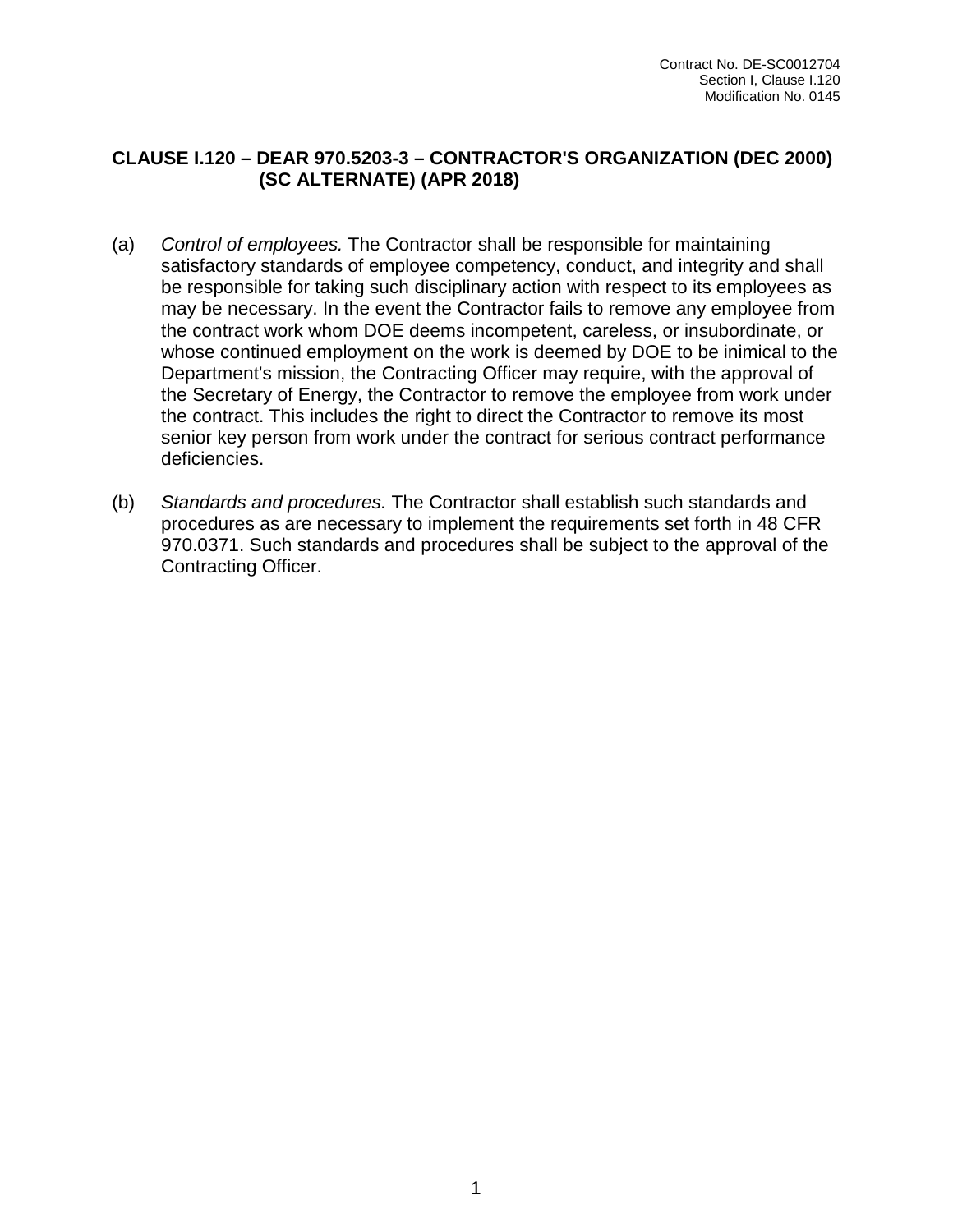## CLAUSE I.120 – DEAR 970.5203-3 – CONTRACTOR'S ORGANIZATION (DEC 2000) (SC ALTERNATE) (APR 2018)

(a) *Control of employees.* The Contractor shall be responsible for maintaining satisfactory standards of employee competency, conduct, and integrity and shall be responsible for taking such disciplinary action with respect to its employees as may be necessary. In the event the Contractor fails to remove any employee from the contract work whom DOE deems incompetent, careless, or insubordinate, or whose continued employment on the work is deemed by DOE to be inimical to the Department's mission, the Contracting Officer may require, with the approval of the Secretary of Energy, the Contractor to remove the employee from work under the contract. This includes the right to direct the Contractor to remove its most senior key person from work under the contract for serious contract performance deficiencies.

(b) *Standards and procedures.* The Contractor shall establish such standards and procedures as are necessary to implement the requirements set forth in 48 CFR 970.0371. Such standards and procedures shall be subject to the approval of the Contracting Officer.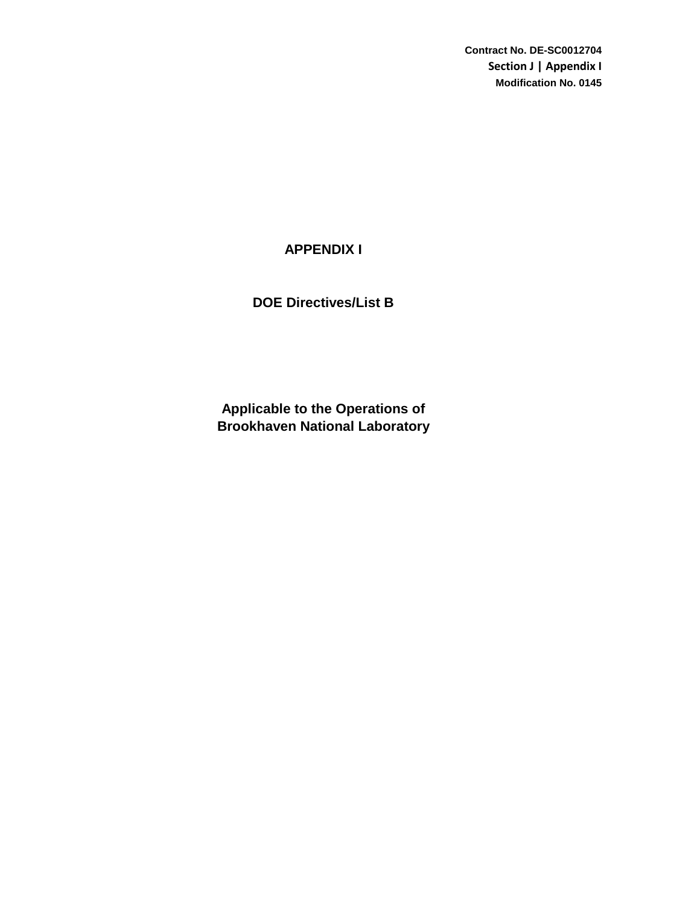Contract No. DE-SC0012704
Section J | Appendix I
Modification No. 0145

# APPENDIX I

## DOE Directives/List B

## Applicable to the Operations of Brookhaven National Laboratory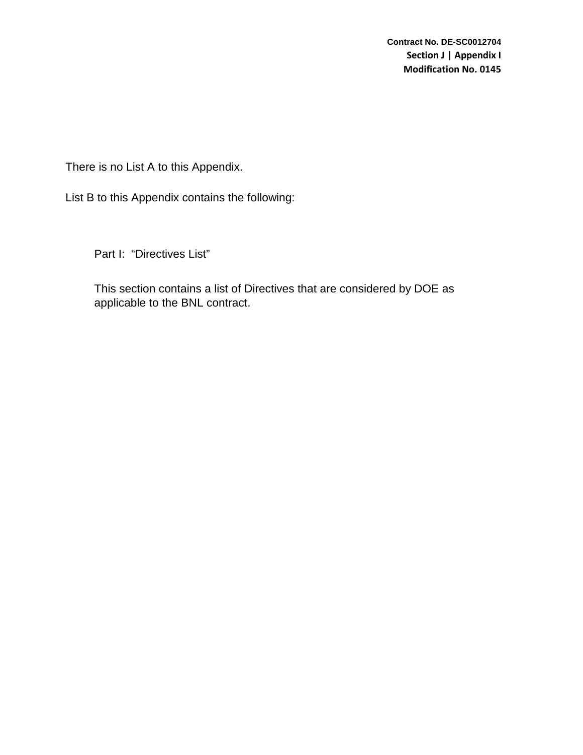There is no List A to this Appendix.

List B to this Appendix contains the following:

Part I: "Directives List"

This section contains a list of Directives that are considered by DOE as applicable to the BNL contract.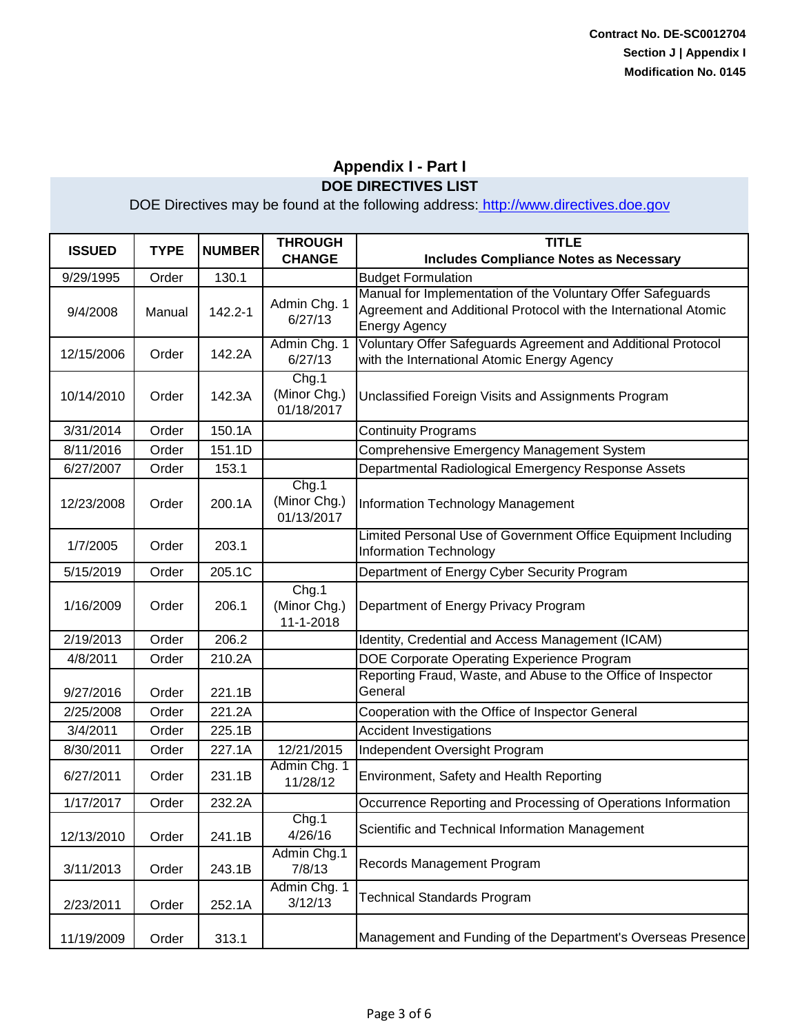Contract No. DE-SC0012704
Section J | Appendix I
Modification No. 0145

## Appendix I - Part I

### DOE DIRECTIVES LIST

DOE Directives may be found at the following address: http://www.directives.doe.gov

| ISSUED | TYPE | NUMBER | THROUGH CHANGE | TITLE Includes Compliance Notes as Necessary |
|---|---|---|---|---|
| 9/29/1995 | Order | 130.1 | | Budget Formulation |
| 9/4/2008 | Manual | 142.2-1 | Admin Chg. 1 6/27/13 | Manual for Implementation of the Voluntary Offer Safeguards Agreement and Additional Protocol with the International Atomic Energy Agency |
| 12/15/2006 | Order | 142.2A | Admin Chg. 1 6/27/13 | Voluntary Offer Safeguards Agreement and Additional Protocol with the International Atomic Energy Agency |
| 10/14/2010 | Order | 142.3A | Chg.1 (Minor Chg.) 01/18/2017 | Unclassified Foreign Visits and Assignments Program |
| 3/31/2014 | Order | 150.1A | | Continuity Programs |
| 8/11/2016 | Order | 151.1D | | Comprehensive Emergency Management System |
| 6/27/2007 | Order | 153.1 | | Departmental Radiological Emergency Response Assets |
| 12/23/2008 | Order | 200.1A | Chg.1 (Minor Chg.) 01/13/2017 | Information Technology Management |
| 1/7/2005 | Order | 203.1 | | Limited Personal Use of Government Office Equipment Including Information Technology |
| 5/15/2019 | Order | 205.1C | | Department of Energy Cyber Security Program |
| 1/16/2009 | Order | 206.1 | Chg.1 (Minor Chg.) 11-1-2018 | Department of Energy Privacy Program |
| 2/19/2013 | Order | 206.2 | | Identity, Credential and Access Management (ICAM) |
| 4/8/2011 | Order | 210.2A | | DOE Corporate Operating Experience Program |
| 9/27/2016 | Order | 221.1B | | Reporting Fraud, Waste, and Abuse to the Office of Inspector General |
| 2/25/2008 | Order | 221.2A | | Cooperation with the Office of Inspector General |
| 3/4/2011 | Order | 225.1B | | Accident Investigations |
| 8/30/2011 | Order | 227.1A | 12/21/2015 | Independent Oversight Program |
| 6/27/2011 | Order | 231.1B | Admin Chg. 1 11/28/12 | Environment, Safety and Health Reporting |
| 1/17/2017 | Order | 232.2A | | Occurrence Reporting and Processing of Operations Information |
| 12/13/2010 | Order | 241.1B | Chg.1 4/26/16 | Scientific and Technical Information Management |
| 3/11/2013 | Order | 243.1B | Admin Chg.1 7/8/13 | Records Management Program |
| 2/23/2011 | Order | 252.1A | Admin Chg. 1 3/12/13 | Technical Standards Program |
| 11/19/2009 | Order | 313.1 | | Management and Funding of the Department's Overseas Presence |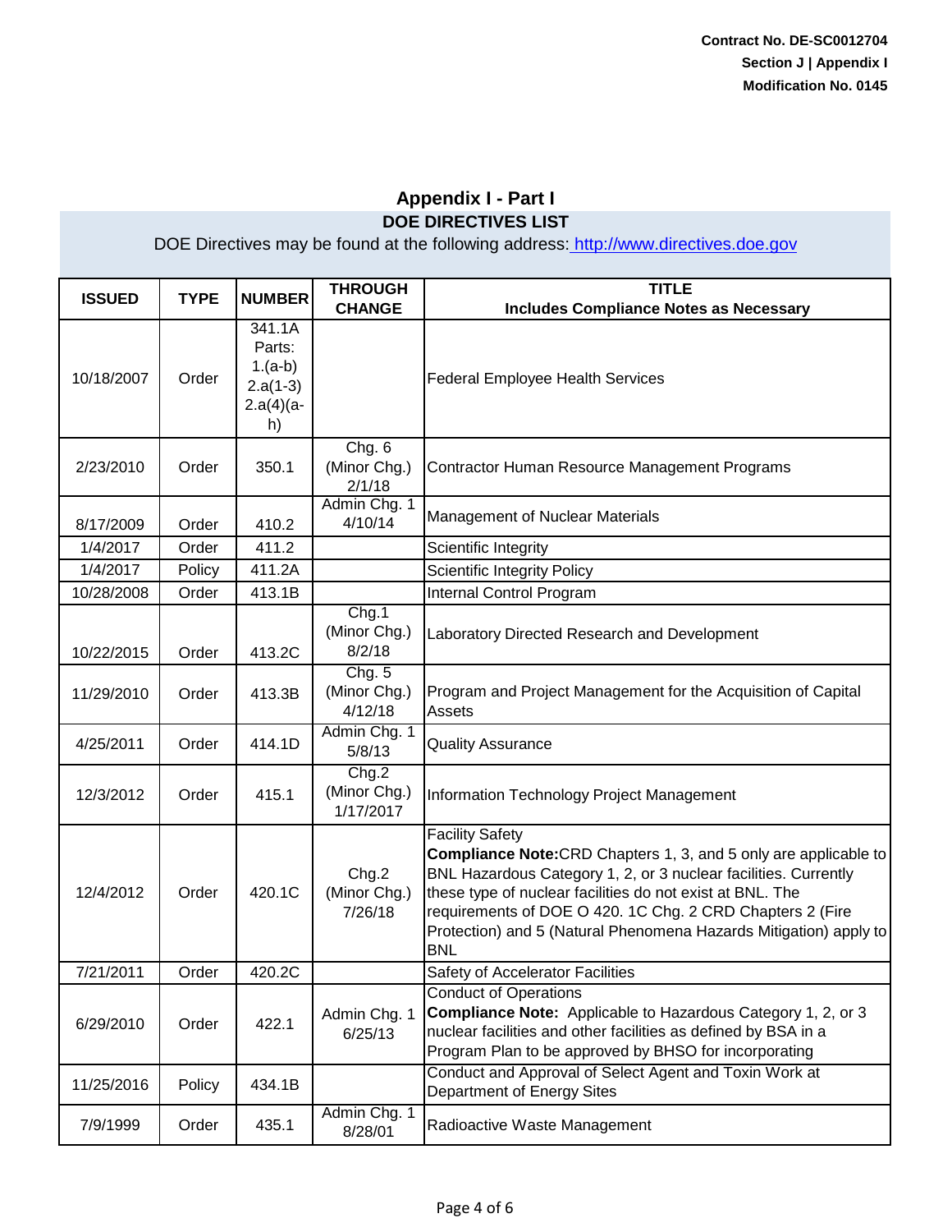Contract No. DE-SC0012704
Section J | Appendix I
Modification No. 0145

## Appendix I - Part I

### DOE DIRECTIVES LIST

DOE Directives may be found at the following address: http://www.directives.doe.gov

| ISSUED | TYPE | NUMBER | THROUGH CHANGE | TITLE Includes Compliance Notes as Necessary |
|---|---|---|---|---|
| 10/18/2007 | Order | 341.1A Parts: 1.(a-b) 2.a(1-3) 2.a(4)(a-h) | | Federal Employee Health Services |
| 2/23/2010 | Order | 350.1 | Chg. 6 (Minor Chg.) 2/1/18 | Contractor Human Resource Management Programs |
| 8/17/2009 | Order | 410.2 | Admin Chg. 1 4/10/14 | Management of Nuclear Materials |
| 1/4/2017 | Order | 411.2 | | Scientific Integrity |
| 1/4/2017 | Policy | 411.2A | | Scientific Integrity Policy |
| 10/28/2008 | Order | 413.1B | | Internal Control Program |
| 10/22/2015 | Order | 413.2C | Chg.1 (Minor Chg.) 8/2/18 | Laboratory Directed Research and Development |
| 11/29/2010 | Order | 413.3B | Chg. 5 (Minor Chg.) 4/12/18 | Program and Project Management for the Acquisition of Capital Assets |
| 4/25/2011 | Order | 414.1D | Admin Chg. 1 5/8/13 | Quality Assurance |
| 12/3/2012 | Order | 415.1 | Chg.2 (Minor Chg.) 1/17/2017 | Information Technology Project Management |
| 12/4/2012 | Order | 420.1C | Chg.2 (Minor Chg.) 7/26/18 | Facility Safety **Compliance Note:** CRD Chapters 1, 3, and 5 only are applicable to BNL Hazardous Category 1, 2, or 3 nuclear facilities. Currently these type of nuclear facilities do not exist at BNL. The requirements of DOE O 420. 1C Chg. 2 CRD Chapters 2 (Fire Protection) and 5 (Natural Phenomena Hazards Mitigation) apply to BNL |
| 7/21/2011 | Order | 420.2C | | Safety of Accelerator Facilities |
| 6/29/2010 | Order | 422.1 | Admin Chg. 1 6/25/13 | Conduct of Operations **Compliance Note:** Applicable to Hazardous Category 1, 2, or 3 nuclear facilities and other facilities as defined by BSA in a Program Plan to be approved by BHSO for incorporating |
| 11/25/2016 | Policy | 434.1B | | Conduct and Approval of Select Agent and Toxin Work at Department of Energy Sites |
| 7/9/1999 | Order | 435.1 | Admin Chg. 1 8/28/01 | Radioactive Waste Management |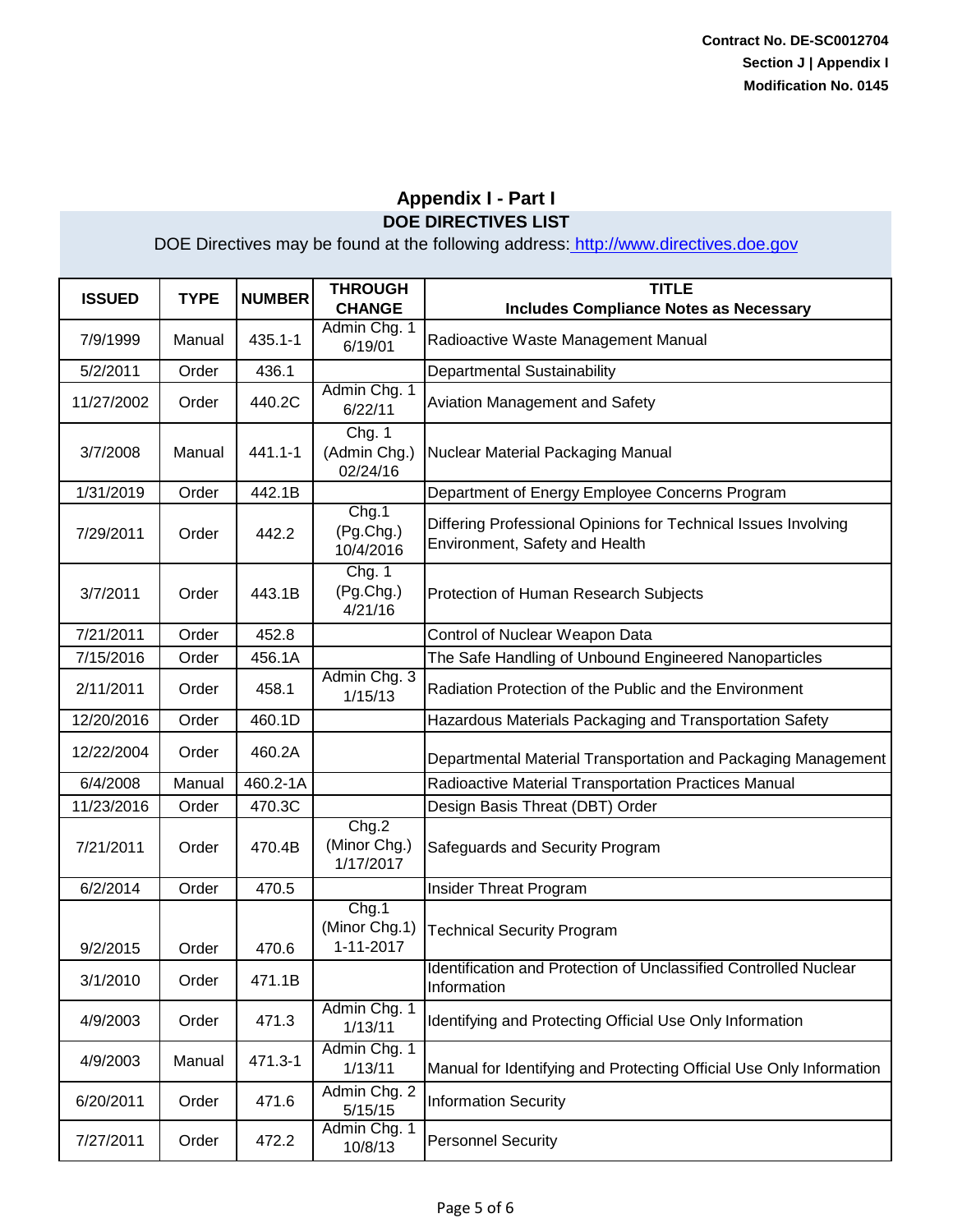Contract No. DE-SC0012704
Section J | Appendix I
Modification No. 0145

## Appendix I - Part I

### DOE DIRECTIVES LIST

DOE Directives may be found at the following address: http://www.directives.doe.gov

| ISSUED | TYPE | NUMBER | THROUGH CHANGE | TITLE Includes Compliance Notes as Necessary |
|---|---|---|---|---|
| 7/9/1999 | Manual | 435.1-1 | Admin Chg. 1 6/19/01 | Radioactive Waste Management Manual |
| 5/2/2011 | Order | 436.1 | | Departmental Sustainability |
| 11/27/2002 | Order | 440.2C | Admin Chg. 1 6/22/11 | Aviation Management and Safety |
| 3/7/2008 | Manual | 441.1-1 | Chg. 1 (Admin Chg.) 02/24/16 | Nuclear Material Packaging Manual |
| 1/31/2019 | Order | 442.1B | | Department of Energy Employee Concerns Program |
| 7/29/2011 | Order | 442.2 | Chg.1 (Pg.Chg.) 10/4/2016 | Differing Professional Opinions for Technical Issues Involving Environment, Safety and Health |
| 3/7/2011 | Order | 443.1B | Chg. 1 (Pg.Chg.) 4/21/16 | Protection of Human Research Subjects |
| 7/21/2011 | Order | 452.8 | | Control of Nuclear Weapon Data |
| 7/15/2016 | Order | 456.1A | | The Safe Handling of Unbound Engineered Nanoparticles |
| 2/11/2011 | Order | 458.1 | Admin Chg. 3 1/15/13 | Radiation Protection of the Public and the Environment |
| 12/20/2016 | Order | 460.1D | | Hazardous Materials Packaging and Transportation Safety |
| 12/22/2004 | Order | 460.2A | | Departmental Material Transportation and Packaging Management |
| 6/4/2008 | Manual | 460.2-1A | | Radioactive Material Transportation Practices Manual |
| 11/23/2016 | Order | 470.3C | | Design Basis Threat (DBT) Order |
| 7/21/2011 | Order | 470.4B | Chg.2 (Minor Chg.) 1/17/2017 | Safeguards and Security Program |
| 6/2/2014 | Order | 470.5 | | Insider Threat Program |
| 9/2/2015 | Order | 470.6 | Chg.1 (Minor Chg.1) 1-11-2017 | Technical Security Program |
| 3/1/2010 | Order | 471.1B | | Identification and Protection of Unclassified Controlled Nuclear Information |
| 4/9/2003 | Order | 471.3 | Admin Chg. 1 1/13/11 | Identifying and Protecting Official Use Only Information |
| 4/9/2003 | Manual | 471.3-1 | Admin Chg. 1 1/13/11 | Manual for Identifying and Protecting Official Use Only Information |
| 6/20/2011 | Order | 471.6 | Admin Chg. 2 5/15/15 | Information Security |
| 7/27/2011 | Order | 472.2 | Admin Chg. 1 10/8/13 | Personnel Security |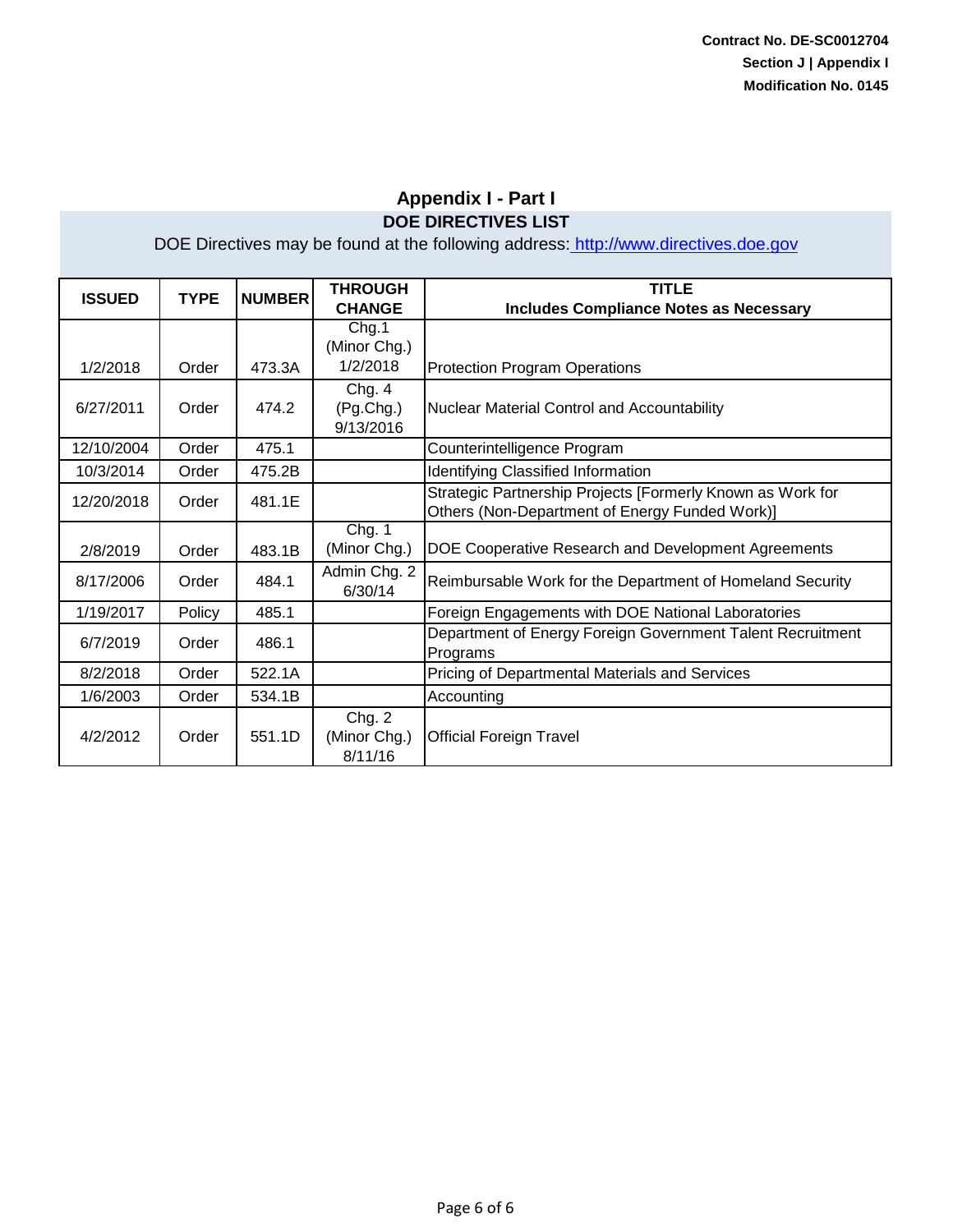## Appendix I - Part I

### DOE DIRECTIVES LIST

DOE Directives may be found at the following address: http://www.directives.doe.gov

| ISSUED | TYPE | NUMBER | THROUGH CHANGE | TITLE Includes Compliance Notes as Necessary |
|---|---|---|---|---|
| 1/2/2018 | Order | 473.3A | Chg.1 (Minor Chg.) 1/2/2018 | Protection Program Operations |
| 6/27/2011 | Order | 474.2 | Chg. 4 (Pg.Chg.) 9/13/2016 | Nuclear Material Control and Accountability |
| 12/10/2004 | Order | 475.1 | | Counterintelligence Program |
| 10/3/2014 | Order | 475.2B | | Identifying Classified Information |
| 12/20/2018 | Order | 481.1E | | Strategic Partnership Projects [Formerly Known as Work for Others (Non-Department of Energy Funded Work)] |
| 2/8/2019 | Order | 483.1B | Chg. 1 (Minor Chg.) | DOE Cooperative Research and Development Agreements |
| 8/17/2006 | Order | 484.1 | Admin Chg. 2 6/30/14 | Reimbursable Work for the Department of Homeland Security |
| 1/19/2017 | Policy | 485.1 | | Foreign Engagements with DOE National Laboratories |
| 6/7/2019 | Order | 486.1 | | Department of Energy Foreign Government Talent Recruitment Programs |
| 8/2/2018 | Order | 522.1A | | Pricing of Departmental Materials and Services |
| 1/6/2003 | Order | 534.1B | | Accounting |
| 4/2/2012 | Order | 551.1D | Chg. 2 (Minor Chg.) 8/11/16 | Official Foreign Travel |